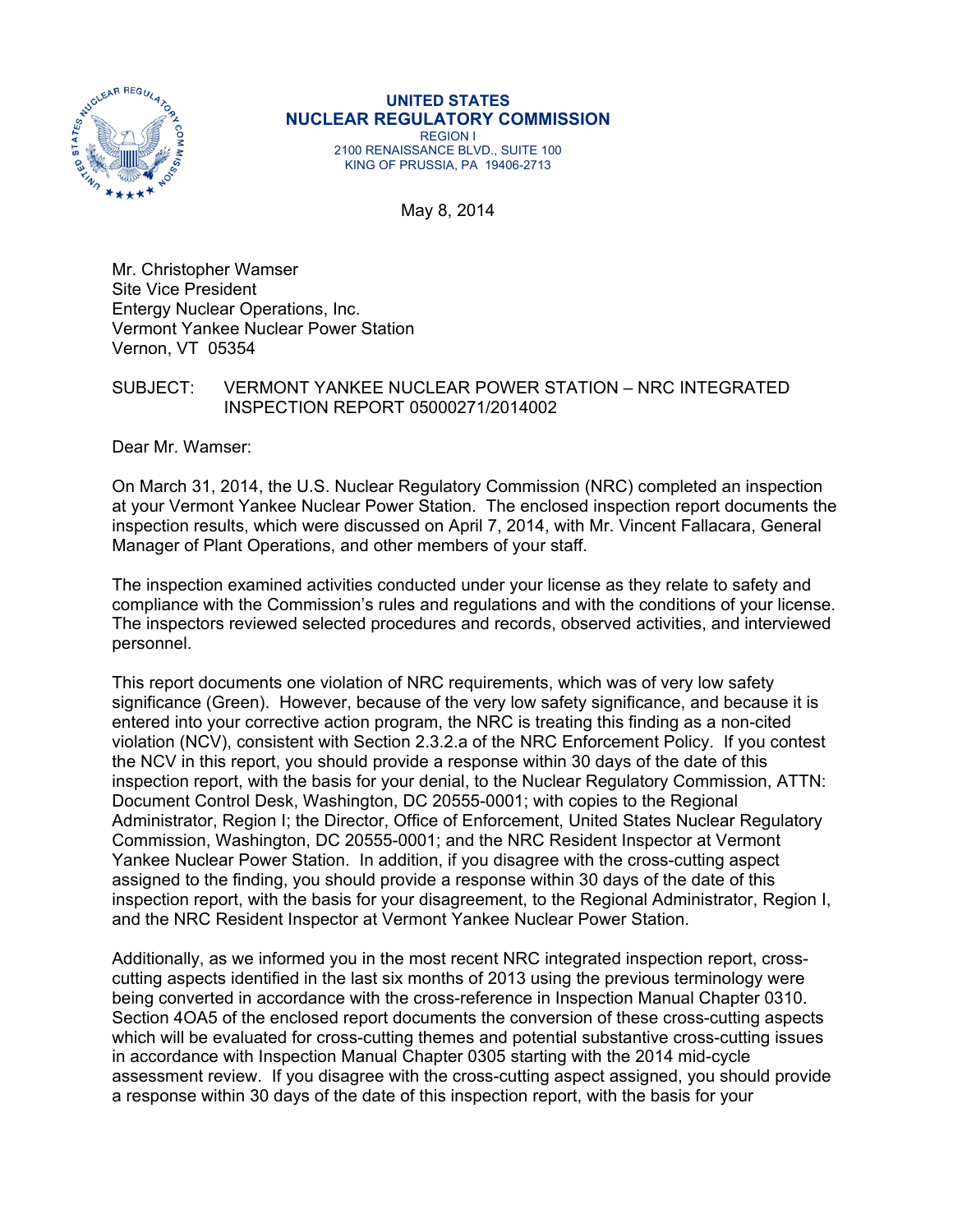**UNITED STATES**
**NUCLEAR REGULATORY COMMISSION**
REGION I
2100 RENAISSANCE BLVD., SUITE 100
KING OF PRUSSIA, PA 19406-2713

May 8, 2014

Mr. Christopher Wamser
Site Vice President
Entergy Nuclear Operations, Inc.
Vermont Yankee Nuclear Power Station
Vernon, VT 05354

SUBJECT: VERMONT YANKEE NUCLEAR POWER STATION – NRC INTEGRATED INSPECTION REPORT 05000271/2014002

Dear Mr. Wamser:

On March 31, 2014, the U.S. Nuclear Regulatory Commission (NRC) completed an inspection at your Vermont Yankee Nuclear Power Station. The enclosed inspection report documents the inspection results, which were discussed on April 7, 2014, with Mr. Vincent Fallacara, General Manager of Plant Operations, and other members of your staff.

The inspection examined activities conducted under your license as they relate to safety and compliance with the Commission's rules and regulations and with the conditions of your license. The inspectors reviewed selected procedures and records, observed activities, and interviewed personnel.

This report documents one violation of NRC requirements, which was of very low safety significance (Green). However, because of the very low safety significance, and because it is entered into your corrective action program, the NRC is treating this finding as a non-cited violation (NCV), consistent with Section 2.3.2.a of the NRC Enforcement Policy. If you contest the NCV in this report, you should provide a response within 30 days of the date of this inspection report, with the basis for your denial, to the Nuclear Regulatory Commission, ATTN: Document Control Desk, Washington, DC 20555-0001; with copies to the Regional Administrator, Region I; the Director, Office of Enforcement, United States Nuclear Regulatory Commission, Washington, DC 20555-0001; and the NRC Resident Inspector at Vermont Yankee Nuclear Power Station. In addition, if you disagree with the cross-cutting aspect assigned to the finding, you should provide a response within 30 days of the date of this inspection report, with the basis for your disagreement, to the Regional Administrator, Region I, and the NRC Resident Inspector at Vermont Yankee Nuclear Power Station.

Additionally, as we informed you in the most recent NRC integrated inspection report, cross-cutting aspects identified in the last six months of 2013 using the previous terminology were being converted in accordance with the cross-reference in Inspection Manual Chapter 0310. Section 4OA5 of the enclosed report documents the conversion of these cross-cutting aspects which will be evaluated for cross-cutting themes and potential substantive cross-cutting issues in accordance with Inspection Manual Chapter 0305 starting with the 2014 mid-cycle assessment review. If you disagree with the cross-cutting aspect assigned, you should provide a response within 30 days of the date of this inspection report, with the basis for your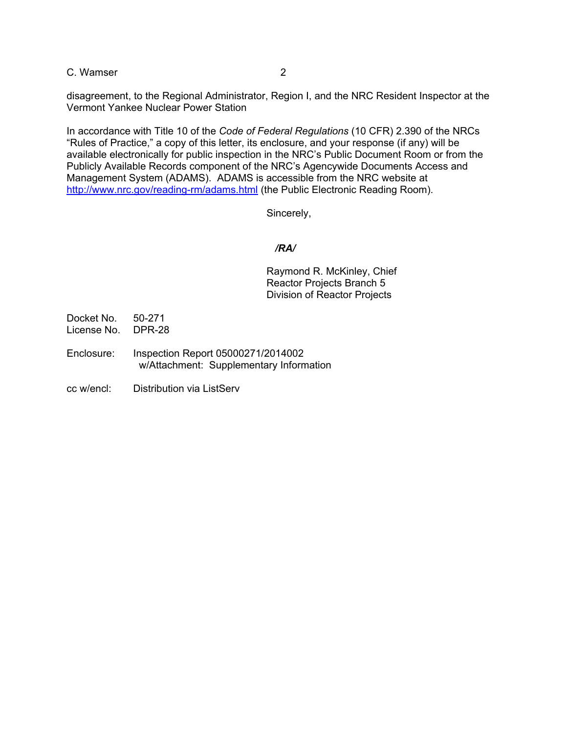disagreement, to the Regional Administrator, Region I, and the NRC Resident Inspector at the Vermont Yankee Nuclear Power Station

In accordance with Title 10 of the *Code of Federal Regulations* (10 CFR) 2.390 of the NRCs "Rules of Practice," a copy of this letter, its enclosure, and your response (if any) will be available electronically for public inspection in the NRC's Public Document Room or from the Publicly Available Records component of the NRC's Agencywide Documents Access and Management System (ADAMS). ADAMS is accessible from the NRC website at http://www.nrc.gov/reading-rm/adams.html (the Public Electronic Reading Room).

Sincerely,

*/RA/*

Raymond R. McKinley, Chief
Reactor Projects Branch 5
Division of Reactor Projects

Docket No. 50-271
License No. DPR-28

Enclosure: Inspection Report 05000271/2014002
w/Attachment: Supplementary Information

cc w/encl: Distribution via ListServ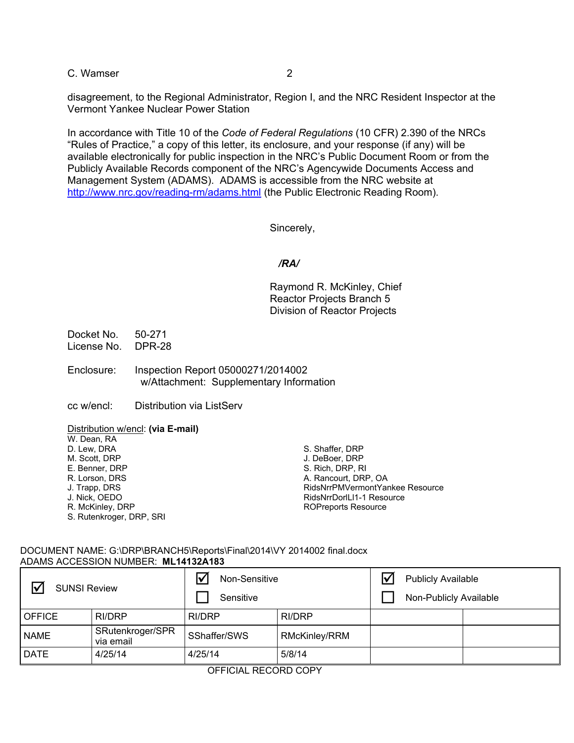disagreement, to the Regional Administrator, Region I, and the NRC Resident Inspector at the Vermont Yankee Nuclear Power Station

In accordance with Title 10 of the *Code of Federal Regulations* (10 CFR) 2.390 of the NRCs "Rules of Practice," a copy of this letter, its enclosure, and your response (if any) will be available electronically for public inspection in the NRC's Public Document Room or from the Publicly Available Records component of the NRC's Agencywide Documents Access and Management System (ADAMS). ADAMS is accessible from the NRC website at http://www.nrc.gov/reading-rm/adams.html (the Public Electronic Reading Room).

Sincerely,

*/RA/*

Raymond R. McKinley, Chief
Reactor Projects Branch 5
Division of Reactor Projects

Docket No. 50-271
License No. DPR-28

Enclosure: Inspection Report 05000271/2014002
w/Attachment: Supplementary Information

cc w/encl: Distribution via ListServ

Distribution w/encl: **(via E-mail)**

W. Dean, RA
D. Lew, DRA
M. Scott, DRP
E. Benner, DRP
R. Lorson, DRS
J. Trapp, DRS
J. Nick, OEDO
R. McKinley, DRP
S. Rutenkroger, DRP, SRI
S. Shaffer, DRP
J. DeBoer, DRP
S. Rich, DRP, RI
A. Rancourt, DRP, OA
RidsNrrPMVermontYankee Resource
RidsNrrDorlLI1-1 Resource
ROPreports Resource

DOCUMENT NAME: G:\DRP\BRANCH5\Reports\Final\2014\VY 2014002 final.docx
ADAMS ACCESSION NUMBER: **ML14132A183**

| ☑ SUNSI Review | | ☑ Non-Sensitive ☐ Sensitive | | ☑ Publicly Available ☐ Non-Publicly Available | |
|---|---|---|---|---|---|
| OFFICE | RI/DRP | RI/DRP | RI/DRP | | |
| NAME | SRutenkroger/SPR via email | SShaffer/SWS | RMcKinley/RRM | | |
| DATE | 4/25/14 | 4/25/14 | 5/8/14 | | |

OFFICIAL RECORD COPY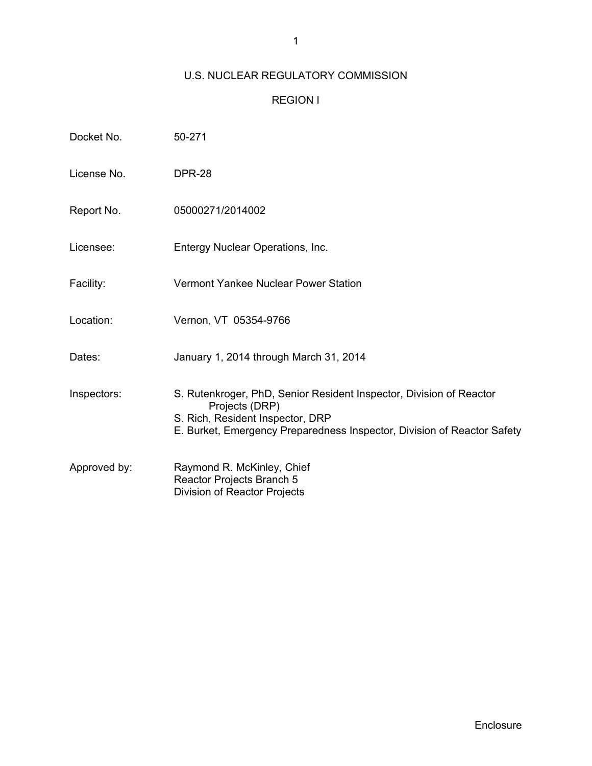# U.S. NUCLEAR REGULATORY COMMISSION

## REGION I

| | |
|---|---|
| Docket No. | 50-271 |
| License No. | DPR-28 |
| Report No. | 05000271/2014002 |
| Licensee: | Entergy Nuclear Operations, Inc. |
| Facility: | Vermont Yankee Nuclear Power Station |
| Location: | Vernon, VT 05354-9766 |
| Dates: | January 1, 2014 through March 31, 2014 |
| Inspectors: | S. Rutenkroger, PhD, Senior Resident Inspector, Division of Reactor Projects (DRP)<br>S. Rich, Resident Inspector, DRP<br>E. Burket, Emergency Preparedness Inspector, Division of Reactor Safety |
| Approved by: | Raymond R. McKinley, Chief<br>Reactor Projects Branch 5<br>Division of Reactor Projects |

Enclosure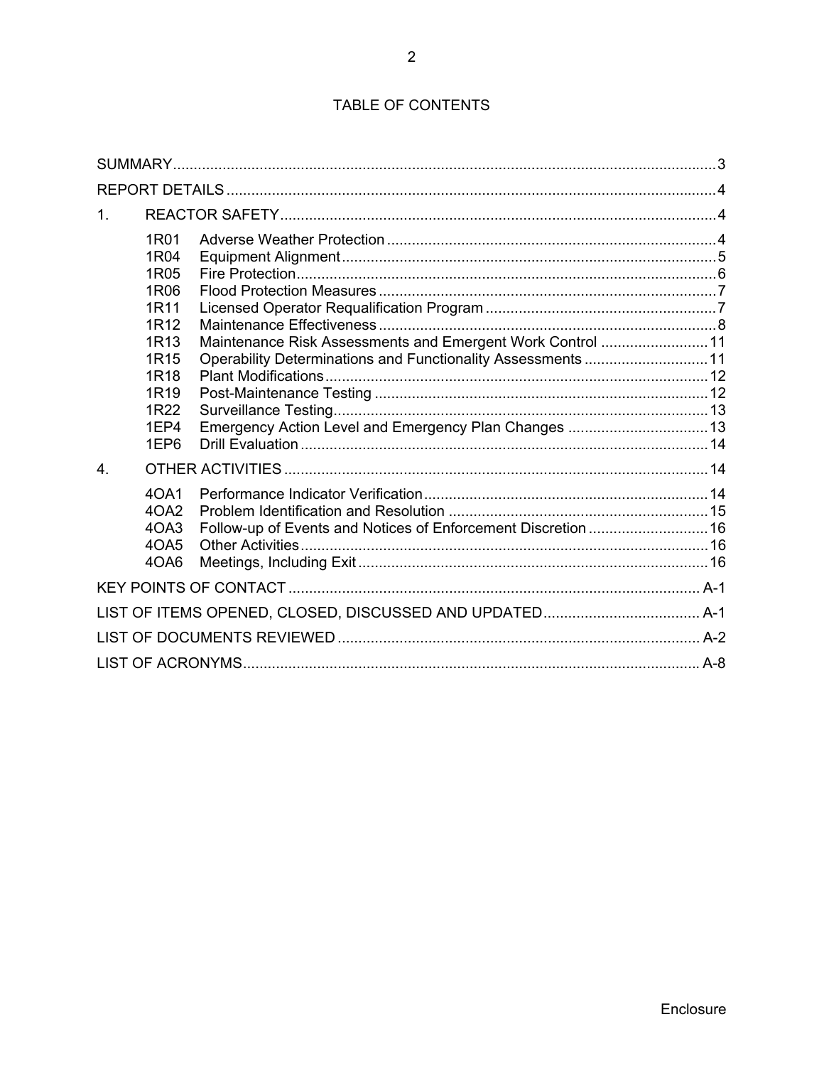## TABLE OF CONTENTS

| | | |
|---|---|---|
| SUMMARY | | 3 |
| REPORT DETAILS | | 4 |
| 1. | REACTOR SAFETY | 4 |
| 1R01 | Adverse Weather Protection | 4 |
| 1R04 | Equipment Alignment | 5 |
| 1R05 | Fire Protection | 6 |
| 1R06 | Flood Protection Measures | 7 |
| 1R11 | Licensed Operator Requalification Program | 7 |
| 1R12 | Maintenance Effectiveness | 8 |
| 1R13 | Maintenance Risk Assessments and Emergent Work Control | 11 |
| 1R15 | Operability Determinations and Functionality Assessments | 11 |
| 1R18 | Plant Modifications | 12 |
| 1R19 | Post-Maintenance Testing | 12 |
| 1R22 | Surveillance Testing | 13 |
| 1EP4 | Emergency Action Level and Emergency Plan Changes | 13 |
| 1EP6 | Drill Evaluation | 14 |
| 4. | OTHER ACTIVITIES | 14 |
| 4OA1 | Performance Indicator Verification | 14 |
| 4OA2 | Problem Identification and Resolution | 15 |
| 4OA3 | Follow-up of Events and Notices of Enforcement Discretion | 16 |
| 4OA5 | Other Activities | 16 |
| 4OA6 | Meetings, Including Exit | 16 |
| KEY POINTS OF CONTACT | | A-1 |
| LIST OF ITEMS OPENED, CLOSED, DISCUSSED AND UPDATED | | A-1 |
| LIST OF DOCUMENTS REVIEWED | | A-2 |
| LIST OF ACRONYMS | | A-8 |

Enclosure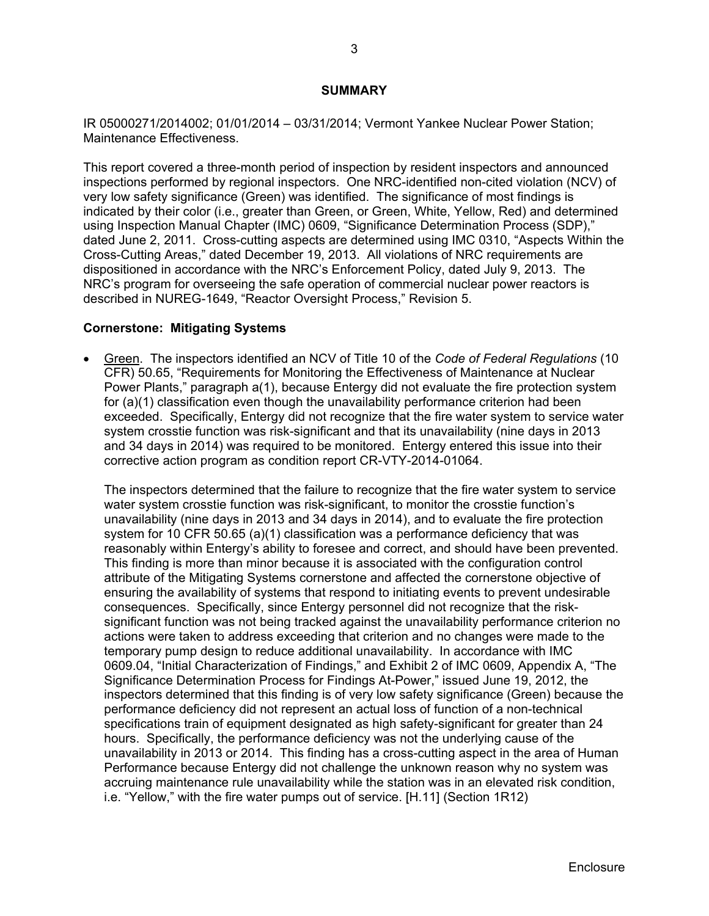## SUMMARY

IR 05000271/2014002; 01/01/2014 – 03/31/2014; Vermont Yankee Nuclear Power Station; Maintenance Effectiveness.

This report covered a three-month period of inspection by resident inspectors and announced inspections performed by regional inspectors. One NRC-identified non-cited violation (NCV) of very low safety significance (Green) was identified. The significance of most findings is indicated by their color (i.e., greater than Green, or Green, White, Yellow, Red) and determined using Inspection Manual Chapter (IMC) 0609, "Significance Determination Process (SDP)," dated June 2, 2011. Cross-cutting aspects are determined using IMC 0310, "Aspects Within the Cross-Cutting Areas," dated December 19, 2013. All violations of NRC requirements are dispositioned in accordance with the NRC's Enforcement Policy, dated July 9, 2013. The NRC's program for overseeing the safe operation of commercial nuclear power reactors is described in NUREG-1649, "Reactor Oversight Process," Revision 5.

**Cornerstone: Mitigating Systems**

- Green. The inspectors identified an NCV of Title 10 of the *Code of Federal Regulations* (10 CFR) 50.65, "Requirements for Monitoring the Effectiveness of Maintenance at Nuclear Power Plants," paragraph a(1), because Entergy did not evaluate the fire protection system for (a)(1) classification even though the unavailability performance criterion had been exceeded. Specifically, Entergy did not recognize that the fire water system to service water system crosstie function was risk-significant and that its unavailability (nine days in 2013 and 34 days in 2014) was required to be monitored. Entergy entered this issue into their corrective action program as condition report CR-VTY-2014-01064.

  The inspectors determined that the failure to recognize that the fire water system to service water system crosstie function was risk-significant, to monitor the crosstie function's unavailability (nine days in 2013 and 34 days in 2014), and to evaluate the fire protection system for 10 CFR 50.65 (a)(1) classification was a performance deficiency that was reasonably within Entergy's ability to foresee and correct, and should have been prevented. This finding is more than minor because it is associated with the configuration control attribute of the Mitigating Systems cornerstone and affected the cornerstone objective of ensuring the availability of systems that respond to initiating events to prevent undesirable consequences. Specifically, since Entergy personnel did not recognize that the risk-significant function was not being tracked against the unavailability performance criterion no actions were taken to address exceeding that criterion and no changes were made to the temporary pump design to reduce additional unavailability. In accordance with IMC 0609.04, "Initial Characterization of Findings," and Exhibit 2 of IMC 0609, Appendix A, "The Significance Determination Process for Findings At-Power," issued June 19, 2012, the inspectors determined that this finding is of very low safety significance (Green) because the performance deficiency did not represent an actual loss of function of a non-technical specifications train of equipment designated as high safety-significant for greater than 24 hours. Specifically, the performance deficiency was not the underlying cause of the unavailability in 2013 or 2014. This finding has a cross-cutting aspect in the area of Human Performance because Entergy did not challenge the unknown reason why no system was accruing maintenance rule unavailability while the station was in an elevated risk condition, i.e. "Yellow," with the fire water pumps out of service. [H.11] (Section 1R12)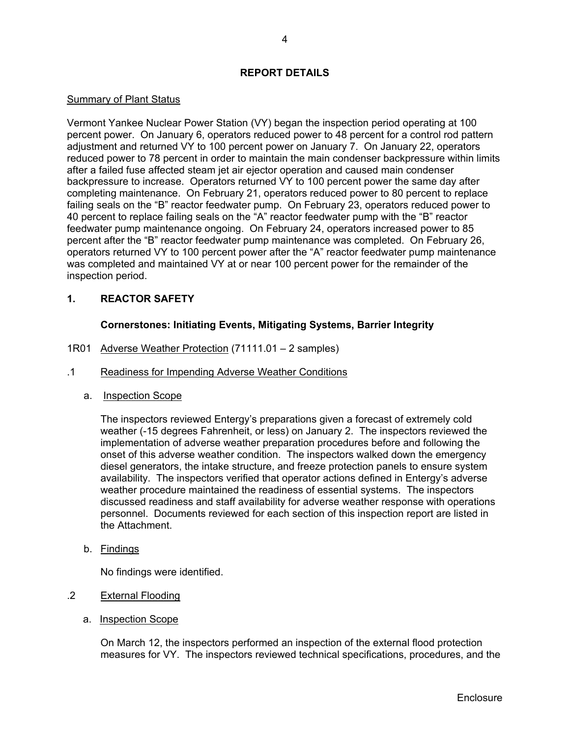## REPORT DETAILS

Summary of Plant Status

Vermont Yankee Nuclear Power Station (VY) began the inspection period operating at 100 percent power. On January 6, operators reduced power to 48 percent for a control rod pattern adjustment and returned VY to 100 percent power on January 7. On January 22, operators reduced power to 78 percent in order to maintain the main condenser backpressure within limits after a failed fuse affected steam jet air ejector operation and caused main condenser backpressure to increase. Operators returned VY to 100 percent power the same day after completing maintenance. On February 21, operators reduced power to 80 percent to replace failing seals on the "B" reactor feedwater pump. On February 23, operators reduced power to 40 percent to replace failing seals on the "A" reactor feedwater pump with the "B" reactor feedwater pump maintenance ongoing. On February 24, operators increased power to 85 percent after the "B" reactor feedwater pump maintenance was completed. On February 26, operators returned VY to 100 percent power after the "A" reactor feedwater pump maintenance was completed and maintained VY at or near 100 percent power for the remainder of the inspection period.

## 1. REACTOR SAFETY

**Cornerstones: Initiating Events, Mitigating Systems, Barrier Integrity**

1R01 Adverse Weather Protection (71111.01 – 2 samples)

.1 Readiness for Impending Adverse Weather Conditions

a. Inspection Scope

The inspectors reviewed Entergy's preparations given a forecast of extremely cold weather (-15 degrees Fahrenheit, or less) on January 2. The inspectors reviewed the implementation of adverse weather preparation procedures before and following the onset of this adverse weather condition. The inspectors walked down the emergency diesel generators, the intake structure, and freeze protection panels to ensure system availability. The inspectors verified that operator actions defined in Entergy's adverse weather procedure maintained the readiness of essential systems. The inspectors discussed readiness and staff availability for adverse weather response with operations personnel. Documents reviewed for each section of this inspection report are listed in the Attachment.

b. Findings

No findings were identified.

.2 External Flooding

a. Inspection Scope

On March 12, the inspectors performed an inspection of the external flood protection measures for VY. The inspectors reviewed technical specifications, procedures, and the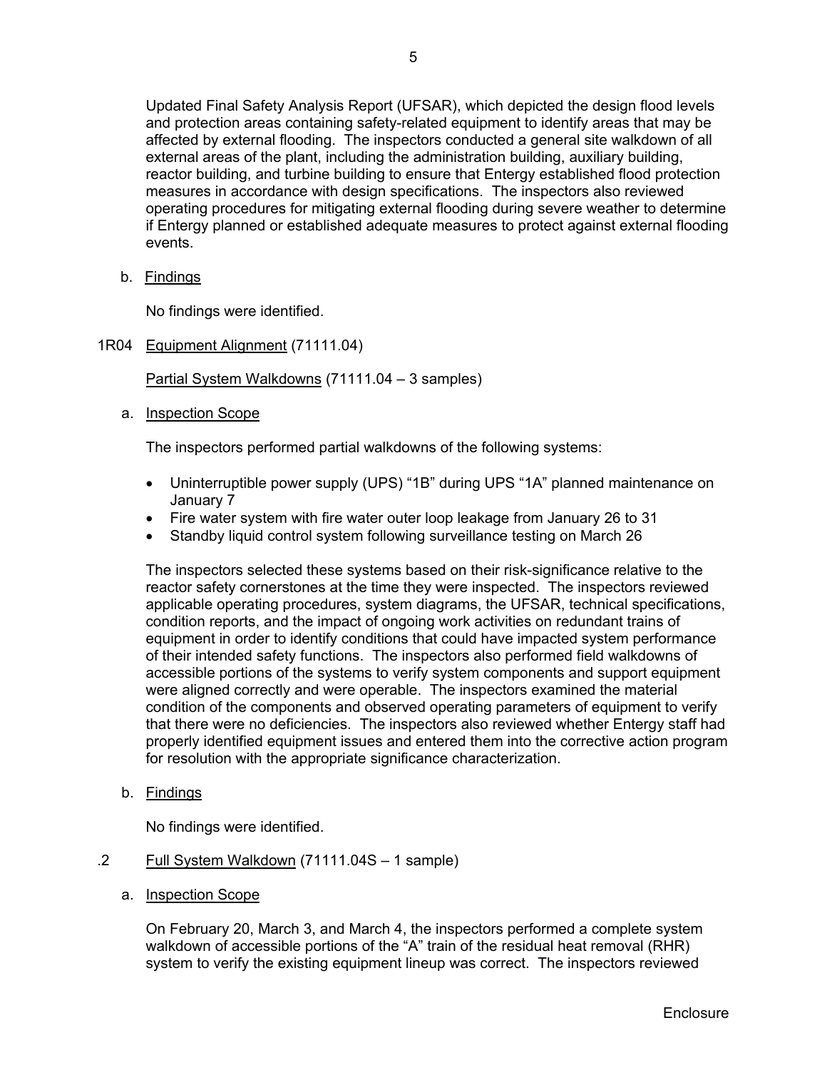Updated Final Safety Analysis Report (UFSAR), which depicted the design flood levels and protection areas containing safety-related equipment to identify areas that may be affected by external flooding. The inspectors conducted a general site walkdown of all external areas of the plant, including the administration building, auxiliary building, reactor building, and turbine building to ensure that Entergy established flood protection measures in accordance with design specifications. The inspectors also reviewed operating procedures for mitigating external flooding during severe weather to determine if Entergy planned or established adequate measures to protect against external flooding events.

b. Findings

No findings were identified.

1R04 Equipment Alignment (71111.04)

Partial System Walkdowns (71111.04 – 3 samples)

a. Inspection Scope

The inspectors performed partial walkdowns of the following systems:

- Uninterruptible power supply (UPS) "1B" during UPS "1A" planned maintenance on January 7
- Fire water system with fire water outer loop leakage from January 26 to 31
- Standby liquid control system following surveillance testing on March 26

The inspectors selected these systems based on their risk-significance relative to the reactor safety cornerstones at the time they were inspected. The inspectors reviewed applicable operating procedures, system diagrams, the UFSAR, technical specifications, condition reports, and the impact of ongoing work activities on redundant trains of equipment in order to identify conditions that could have impacted system performance of their intended safety functions. The inspectors also performed field walkdowns of accessible portions of the systems to verify system components and support equipment were aligned correctly and were operable. The inspectors examined the material condition of the components and observed operating parameters of equipment to verify that there were no deficiencies. The inspectors also reviewed whether Entergy staff had properly identified equipment issues and entered them into the corrective action program for resolution with the appropriate significance characterization.

b. Findings

No findings were identified.

.2 Full System Walkdown (71111.04S – 1 sample)

a. Inspection Scope

On February 20, March 3, and March 4, the inspectors performed a complete system walkdown of accessible portions of the "A" train of the residual heat removal (RHR) system to verify the existing equipment lineup was correct. The inspectors reviewed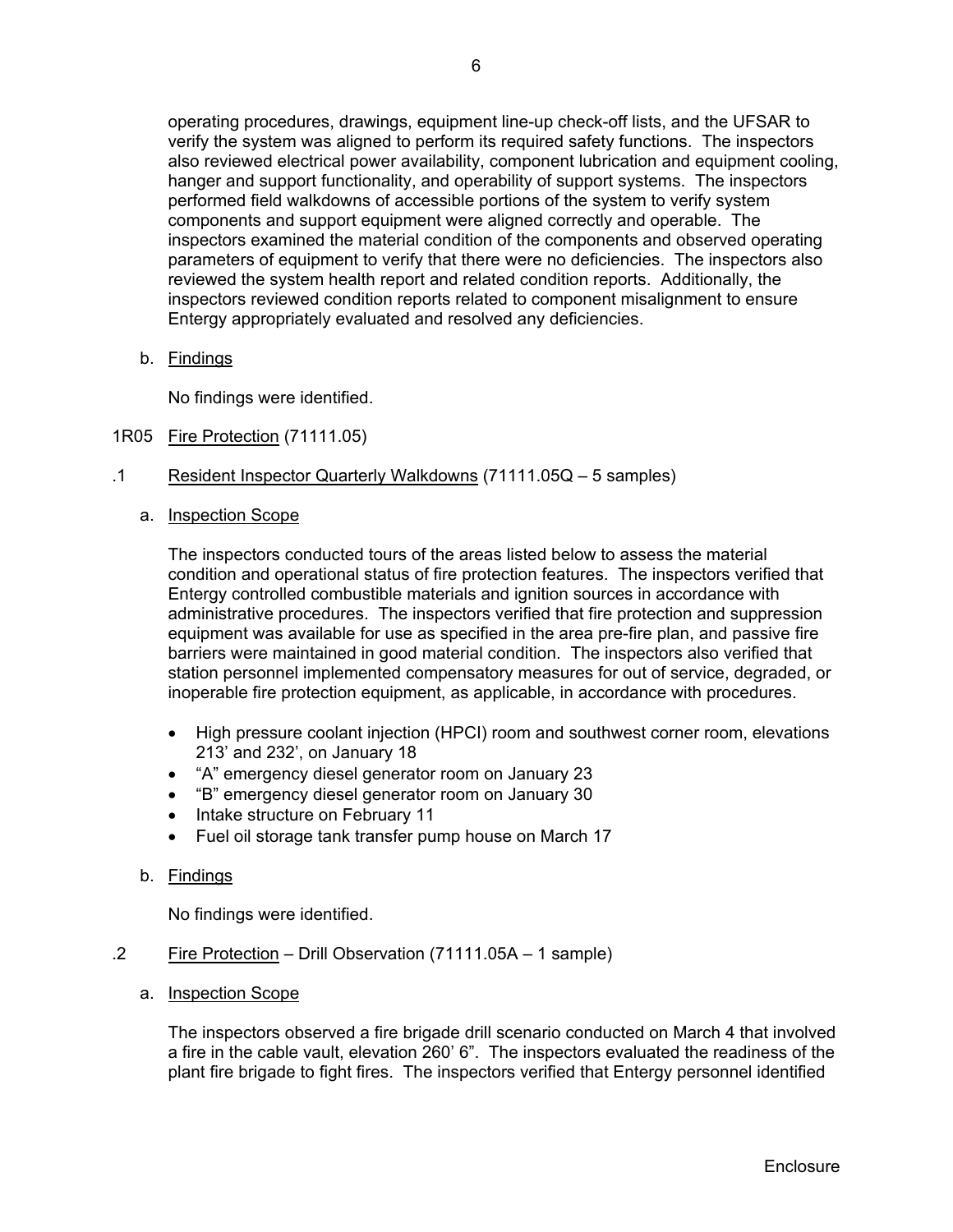operating procedures, drawings, equipment line-up check-off lists, and the UFSAR to verify the system was aligned to perform its required safety functions. The inspectors also reviewed electrical power availability, component lubrication and equipment cooling, hanger and support functionality, and operability of support systems. The inspectors performed field walkdowns of accessible portions of the system to verify system components and support equipment were aligned correctly and operable. The inspectors examined the material condition of the components and observed operating parameters of equipment to verify that there were no deficiencies. The inspectors also reviewed the system health report and related condition reports. Additionally, the inspectors reviewed condition reports related to component misalignment to ensure Entergy appropriately evaluated and resolved any deficiencies.

b. Findings

No findings were identified.

1R05 Fire Protection (71111.05)

.1 Resident Inspector Quarterly Walkdowns (71111.05Q – 5 samples)

a. Inspection Scope

The inspectors conducted tours of the areas listed below to assess the material condition and operational status of fire protection features. The inspectors verified that Entergy controlled combustible materials and ignition sources in accordance with administrative procedures. The inspectors verified that fire protection and suppression equipment was available for use as specified in the area pre-fire plan, and passive fire barriers were maintained in good material condition. The inspectors also verified that station personnel implemented compensatory measures for out of service, degraded, or inoperable fire protection equipment, as applicable, in accordance with procedures.

- High pressure coolant injection (HPCI) room and southwest corner room, elevations 213' and 232', on January 18
- "A" emergency diesel generator room on January 23
- "B" emergency diesel generator room on January 30
- Intake structure on February 11
- Fuel oil storage tank transfer pump house on March 17

b. Findings

No findings were identified.

.2 Fire Protection – Drill Observation (71111.05A – 1 sample)

a. Inspection Scope

The inspectors observed a fire brigade drill scenario conducted on March 4 that involved a fire in the cable vault, elevation 260' 6". The inspectors evaluated the readiness of the plant fire brigade to fight fires. The inspectors verified that Entergy personnel identified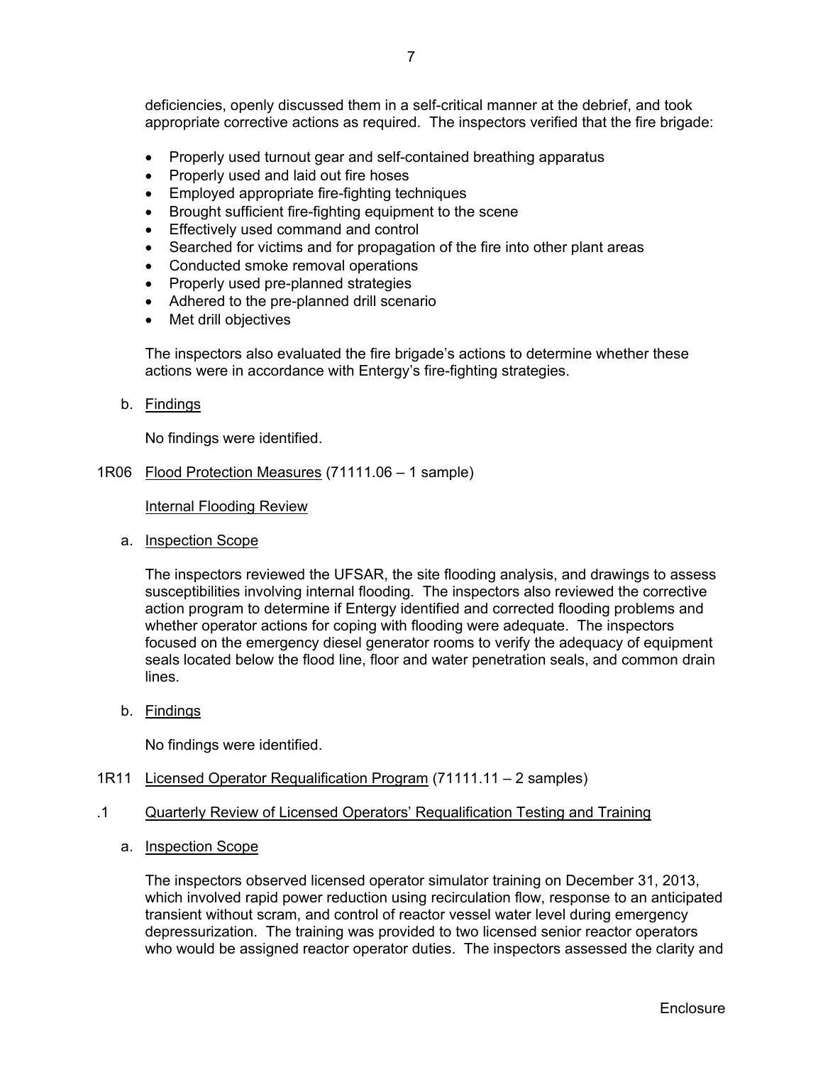deficiencies, openly discussed them in a self-critical manner at the debrief, and took appropriate corrective actions as required. The inspectors verified that the fire brigade:

- Properly used turnout gear and self-contained breathing apparatus
- Properly used and laid out fire hoses
- Employed appropriate fire-fighting techniques
- Brought sufficient fire-fighting equipment to the scene
- Effectively used command and control
- Searched for victims and for propagation of the fire into other plant areas
- Conducted smoke removal operations
- Properly used pre-planned strategies
- Adhered to the pre-planned drill scenario
- Met drill objectives

The inspectors also evaluated the fire brigade's actions to determine whether these actions were in accordance with Entergy's fire-fighting strategies.

b. Findings

No findings were identified.

1R06 Flood Protection Measures (71111.06 – 1 sample)

Internal Flooding Review

a. Inspection Scope

The inspectors reviewed the UFSAR, the site flooding analysis, and drawings to assess susceptibilities involving internal flooding. The inspectors also reviewed the corrective action program to determine if Entergy identified and corrected flooding problems and whether operator actions for coping with flooding were adequate. The inspectors focused on the emergency diesel generator rooms to verify the adequacy of equipment seals located below the flood line, floor and water penetration seals, and common drain lines.

b. Findings

No findings were identified.

1R11 Licensed Operator Requalification Program (71111.11 – 2 samples)

.1 Quarterly Review of Licensed Operators' Requalification Testing and Training

a. Inspection Scope

The inspectors observed licensed operator simulator training on December 31, 2013, which involved rapid power reduction using recirculation flow, response to an anticipated transient without scram, and control of reactor vessel water level during emergency depressurization. The training was provided to two licensed senior reactor operators who would be assigned reactor operator duties. The inspectors assessed the clarity and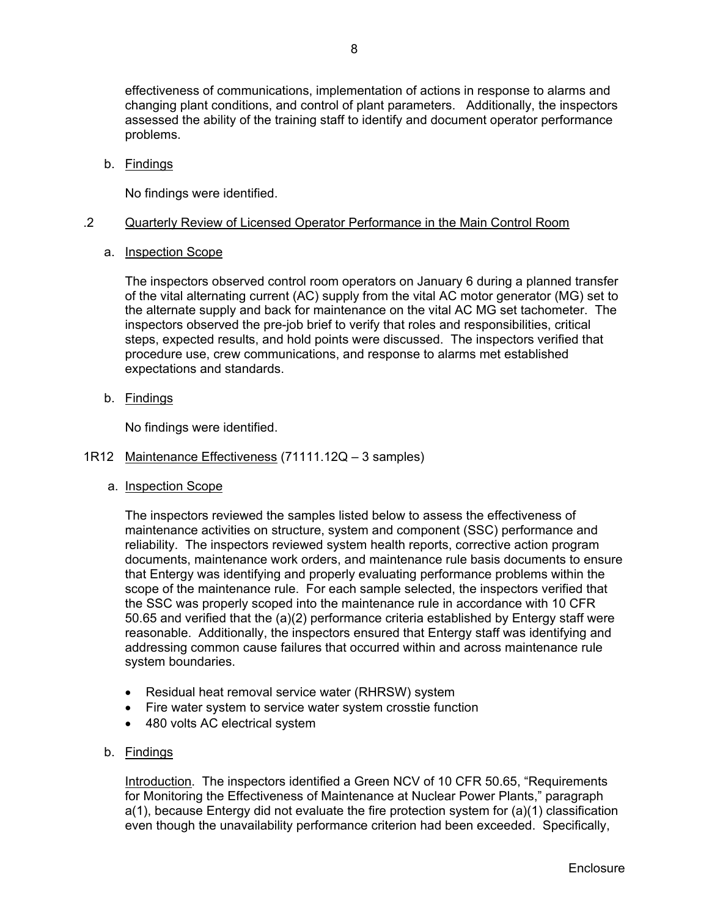effectiveness of communications, implementation of actions in response to alarms and changing plant conditions, and control of plant parameters. Additionally, the inspectors assessed the ability of the training staff to identify and document operator performance problems.

b. Findings

No findings were identified.

### .2 Quarterly Review of Licensed Operator Performance in the Main Control Room

a. Inspection Scope

The inspectors observed control room operators on January 6 during a planned transfer of the vital alternating current (AC) supply from the vital AC motor generator (MG) set to the alternate supply and back for maintenance on the vital AC MG set tachometer. The inspectors observed the pre-job brief to verify that roles and responsibilities, critical steps, expected results, and hold points were discussed. The inspectors verified that procedure use, crew communications, and response to alarms met established expectations and standards.

b. Findings

No findings were identified.

## 1R12 Maintenance Effectiveness (71111.12Q – 3 samples)

a. Inspection Scope

The inspectors reviewed the samples listed below to assess the effectiveness of maintenance activities on structure, system and component (SSC) performance and reliability. The inspectors reviewed system health reports, corrective action program documents, maintenance work orders, and maintenance rule basis documents to ensure that Entergy was identifying and properly evaluating performance problems within the scope of the maintenance rule. For each sample selected, the inspectors verified that the SSC was properly scoped into the maintenance rule in accordance with 10 CFR 50.65 and verified that the (a)(2) performance criteria established by Entergy staff were reasonable. Additionally, the inspectors ensured that Entergy staff was identifying and addressing common cause failures that occurred within and across maintenance rule system boundaries.

- Residual heat removal service water (RHRSW) system
- Fire water system to service water system crosstie function
- 480 volts AC electrical system

b. Findings

Introduction. The inspectors identified a Green NCV of 10 CFR 50.65, "Requirements for Monitoring the Effectiveness of Maintenance at Nuclear Power Plants," paragraph a(1), because Entergy did not evaluate the fire protection system for (a)(1) classification even though the unavailability performance criterion had been exceeded. Specifically,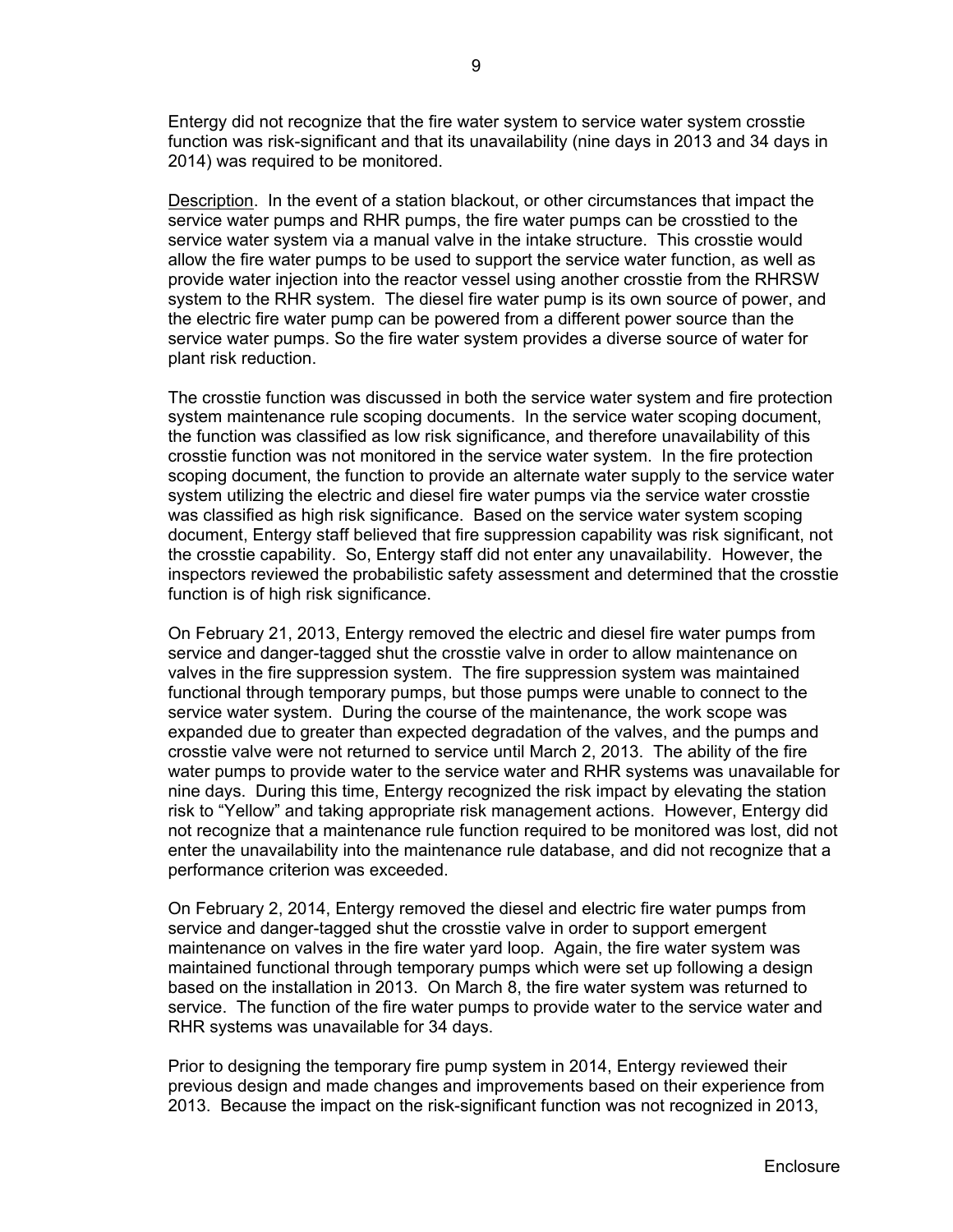Entergy did not recognize that the fire water system to service water system crosstie function was risk-significant and that its unavailability (nine days in 2013 and 34 days in 2014) was required to be monitored.

Description. In the event of a station blackout, or other circumstances that impact the service water pumps and RHR pumps, the fire water pumps can be crosstied to the service water system via a manual valve in the intake structure. This crosstie would allow the fire water pumps to be used to support the service water function, as well as provide water injection into the reactor vessel using another crosstie from the RHRSW system to the RHR system. The diesel fire water pump is its own source of power, and the electric fire water pump can be powered from a different power source than the service water pumps. So the fire water system provides a diverse source of water for plant risk reduction.

The crosstie function was discussed in both the service water system and fire protection system maintenance rule scoping documents. In the service water scoping document, the function was classified as low risk significance, and therefore unavailability of this crosstie function was not monitored in the service water system. In the fire protection scoping document, the function to provide an alternate water supply to the service water system utilizing the electric and diesel fire water pumps via the service water crosstie was classified as high risk significance. Based on the service water system scoping document, Entergy staff believed that fire suppression capability was risk significant, not the crosstie capability. So, Entergy staff did not enter any unavailability. However, the inspectors reviewed the probabilistic safety assessment and determined that the crosstie function is of high risk significance.

On February 21, 2013, Entergy removed the electric and diesel fire water pumps from service and danger-tagged shut the crosstie valve in order to allow maintenance on valves in the fire suppression system. The fire suppression system was maintained functional through temporary pumps, but those pumps were unable to connect to the service water system. During the course of the maintenance, the work scope was expanded due to greater than expected degradation of the valves, and the pumps and crosstie valve were not returned to service until March 2, 2013. The ability of the fire water pumps to provide water to the service water and RHR systems was unavailable for nine days. During this time, Entergy recognized the risk impact by elevating the station risk to "Yellow" and taking appropriate risk management actions. However, Entergy did not recognize that a maintenance rule function required to be monitored was lost, did not enter the unavailability into the maintenance rule database, and did not recognize that a performance criterion was exceeded.

On February 2, 2014, Entergy removed the diesel and electric fire water pumps from service and danger-tagged shut the crosstie valve in order to support emergent maintenance on valves in the fire water yard loop. Again, the fire water system was maintained functional through temporary pumps which were set up following a design based on the installation in 2013. On March 8, the fire water system was returned to service. The function of the fire water pumps to provide water to the service water and RHR systems was unavailable for 34 days.

Prior to designing the temporary fire pump system in 2014, Entergy reviewed their previous design and made changes and improvements based on their experience from 2013. Because the impact on the risk-significant function was not recognized in 2013,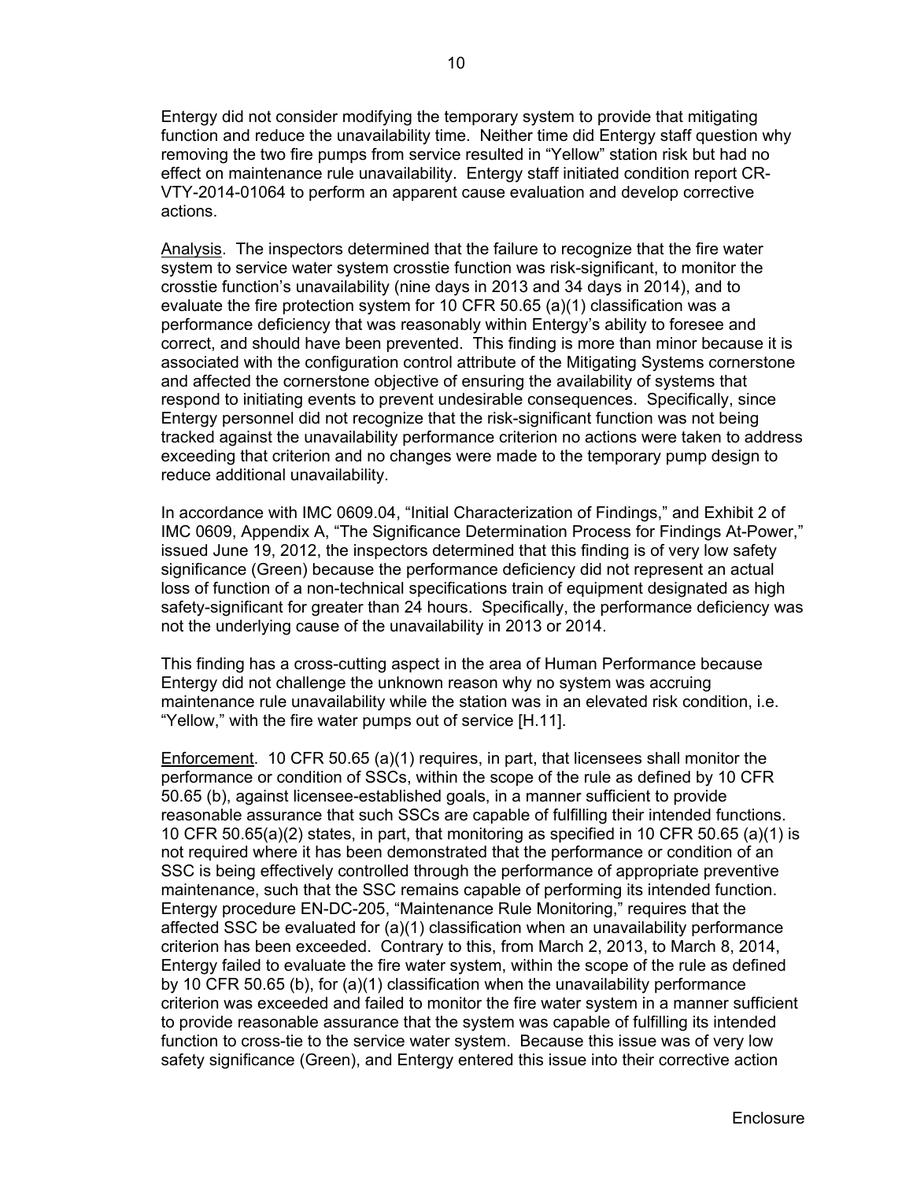Entergy did not consider modifying the temporary system to provide that mitigating function and reduce the unavailability time. Neither time did Entergy staff question why removing the two fire pumps from service resulted in "Yellow" station risk but had no effect on maintenance rule unavailability. Entergy staff initiated condition report CR-VTY-2014-01064 to perform an apparent cause evaluation and develop corrective actions.

Analysis. The inspectors determined that the failure to recognize that the fire water system to service water system crosstie function was risk-significant, to monitor the crosstie function's unavailability (nine days in 2013 and 34 days in 2014), and to evaluate the fire protection system for 10 CFR 50.65 (a)(1) classification was a performance deficiency that was reasonably within Entergy's ability to foresee and correct, and should have been prevented. This finding is more than minor because it is associated with the configuration control attribute of the Mitigating Systems cornerstone and affected the cornerstone objective of ensuring the availability of systems that respond to initiating events to prevent undesirable consequences. Specifically, since Entergy personnel did not recognize that the risk-significant function was not being tracked against the unavailability performance criterion no actions were taken to address exceeding that criterion and no changes were made to the temporary pump design to reduce additional unavailability.

In accordance with IMC 0609.04, "Initial Characterization of Findings," and Exhibit 2 of IMC 0609, Appendix A, "The Significance Determination Process for Findings At-Power," issued June 19, 2012, the inspectors determined that this finding is of very low safety significance (Green) because the performance deficiency did not represent an actual loss of function of a non-technical specifications train of equipment designated as high safety-significant for greater than 24 hours. Specifically, the performance deficiency was not the underlying cause of the unavailability in 2013 or 2014.

This finding has a cross-cutting aspect in the area of Human Performance because Entergy did not challenge the unknown reason why no system was accruing maintenance rule unavailability while the station was in an elevated risk condition, i.e. "Yellow," with the fire water pumps out of service [H.11].

Enforcement. 10 CFR 50.65 (a)(1) requires, in part, that licensees shall monitor the performance or condition of SSCs, within the scope of the rule as defined by 10 CFR 50.65 (b), against licensee-established goals, in a manner sufficient to provide reasonable assurance that such SSCs are capable of fulfilling their intended functions. 10 CFR 50.65(a)(2) states, in part, that monitoring as specified in 10 CFR 50.65 (a)(1) is not required where it has been demonstrated that the performance or condition of an SSC is being effectively controlled through the performance of appropriate preventive maintenance, such that the SSC remains capable of performing its intended function. Entergy procedure EN-DC-205, "Maintenance Rule Monitoring," requires that the affected SSC be evaluated for (a)(1) classification when an unavailability performance criterion has been exceeded. Contrary to this, from March 2, 2013, to March 8, 2014, Entergy failed to evaluate the fire water system, within the scope of the rule as defined by 10 CFR 50.65 (b), for (a)(1) classification when the unavailability performance criterion was exceeded and failed to monitor the fire water system in a manner sufficient to provide reasonable assurance that the system was capable of fulfilling its intended function to cross-tie to the service water system. Because this issue was of very low safety significance (Green), and Entergy entered this issue into their corrective action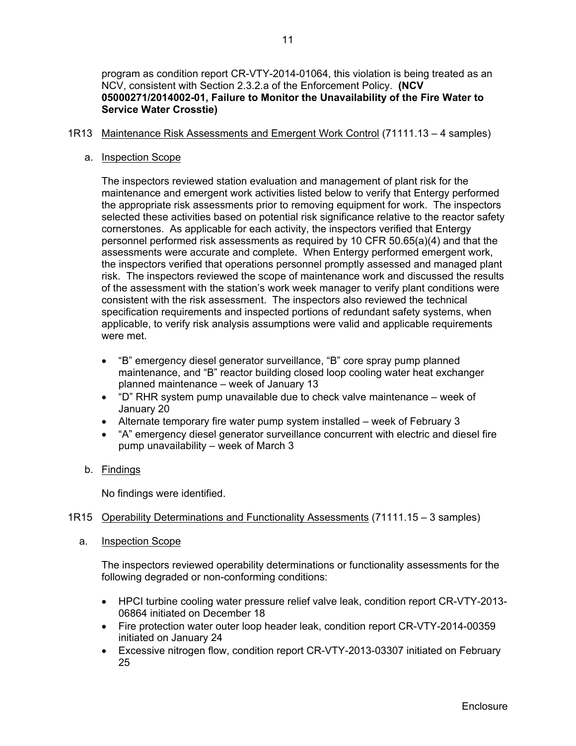program as condition report CR-VTY-2014-01064, this violation is being treated as an NCV, consistent with Section 2.3.2.a of the Enforcement Policy. **(NCV 05000271/2014002-01, Failure to Monitor the Unavailability of the Fire Water to Service Water Crosstie)**

### 1R13 Maintenance Risk Assessments and Emergent Work Control (71111.13 – 4 samples)

a. Inspection Scope

The inspectors reviewed station evaluation and management of plant risk for the maintenance and emergent work activities listed below to verify that Entergy performed the appropriate risk assessments prior to removing equipment for work. The inspectors selected these activities based on potential risk significance relative to the reactor safety cornerstones. As applicable for each activity, the inspectors verified that Entergy personnel performed risk assessments as required by 10 CFR 50.65(a)(4) and that the assessments were accurate and complete. When Entergy performed emergent work, the inspectors verified that operations personnel promptly assessed and managed plant risk. The inspectors reviewed the scope of maintenance work and discussed the results of the assessment with the station's work week manager to verify plant conditions were consistent with the risk assessment. The inspectors also reviewed the technical specification requirements and inspected portions of redundant safety systems, when applicable, to verify risk analysis assumptions were valid and applicable requirements were met.

- "B" emergency diesel generator surveillance, "B" core spray pump planned maintenance, and "B" reactor building closed loop cooling water heat exchanger planned maintenance – week of January 13
- "D" RHR system pump unavailable due to check valve maintenance – week of January 20
- Alternate temporary fire water pump system installed – week of February 3
- "A" emergency diesel generator surveillance concurrent with electric and diesel fire pump unavailability – week of March 3

b. Findings

No findings were identified.

### 1R15 Operability Determinations and Functionality Assessments (71111.15 – 3 samples)

a. Inspection Scope

The inspectors reviewed operability determinations or functionality assessments for the following degraded or non-conforming conditions:

- HPCI turbine cooling water pressure relief valve leak, condition report CR-VTY-2013-06864 initiated on December 18
- Fire protection water outer loop header leak, condition report CR-VTY-2014-00359 initiated on January 24
- Excessive nitrogen flow, condition report CR-VTY-2013-03307 initiated on February 25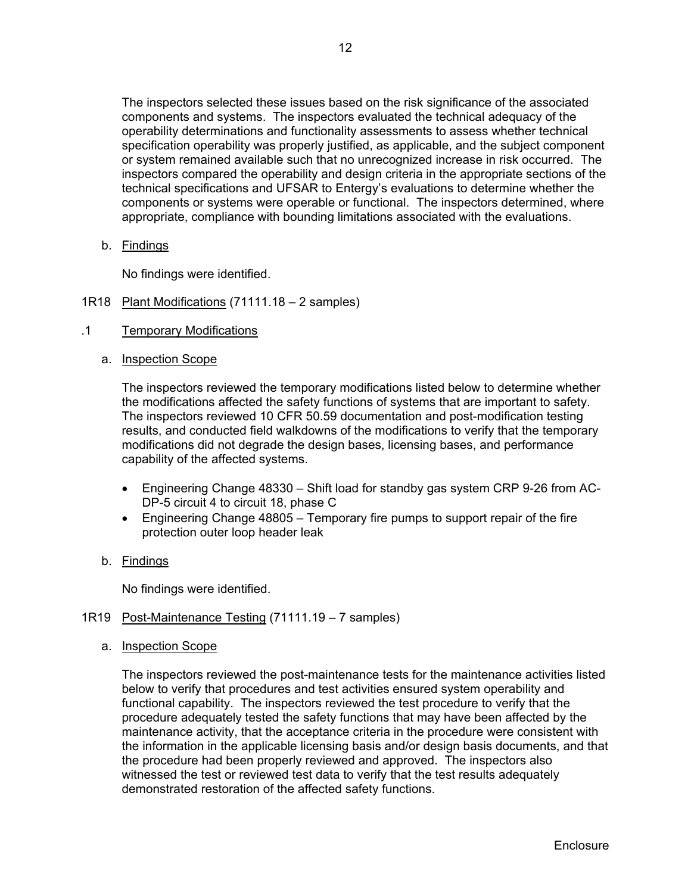The inspectors selected these issues based on the risk significance of the associated components and systems. The inspectors evaluated the technical adequacy of the operability determinations and functionality assessments to assess whether technical specification operability was properly justified, as applicable, and the subject component or system remained available such that no unrecognized increase in risk occurred. The inspectors compared the operability and design criteria in the appropriate sections of the technical specifications and UFSAR to Entergy's evaluations to determine whether the components or systems were operable or functional. The inspectors determined, where appropriate, compliance with bounding limitations associated with the evaluations.

b. Findings

No findings were identified.

## 1R18 Plant Modifications (71111.18 – 2 samples)

### .1 Temporary Modifications

a. Inspection Scope

The inspectors reviewed the temporary modifications listed below to determine whether the modifications affected the safety functions of systems that are important to safety. The inspectors reviewed 10 CFR 50.59 documentation and post-modification testing results, and conducted field walkdowns of the modifications to verify that the temporary modifications did not degrade the design bases, licensing bases, and performance capability of the affected systems.

- Engineering Change 48330 – Shift load for standby gas system CRP 9-26 from AC-DP-5 circuit 4 to circuit 18, phase C
- Engineering Change 48805 – Temporary fire pumps to support repair of the fire protection outer loop header leak

b. Findings

No findings were identified.

## 1R19 Post-Maintenance Testing (71111.19 – 7 samples)

a. Inspection Scope

The inspectors reviewed the post-maintenance tests for the maintenance activities listed below to verify that procedures and test activities ensured system operability and functional capability. The inspectors reviewed the test procedure to verify that the procedure adequately tested the safety functions that may have been affected by the maintenance activity, that the acceptance criteria in the procedure were consistent with the information in the applicable licensing basis and/or design basis documents, and that the procedure had been properly reviewed and approved. The inspectors also witnessed the test or reviewed test data to verify that the test results adequately demonstrated restoration of the affected safety functions.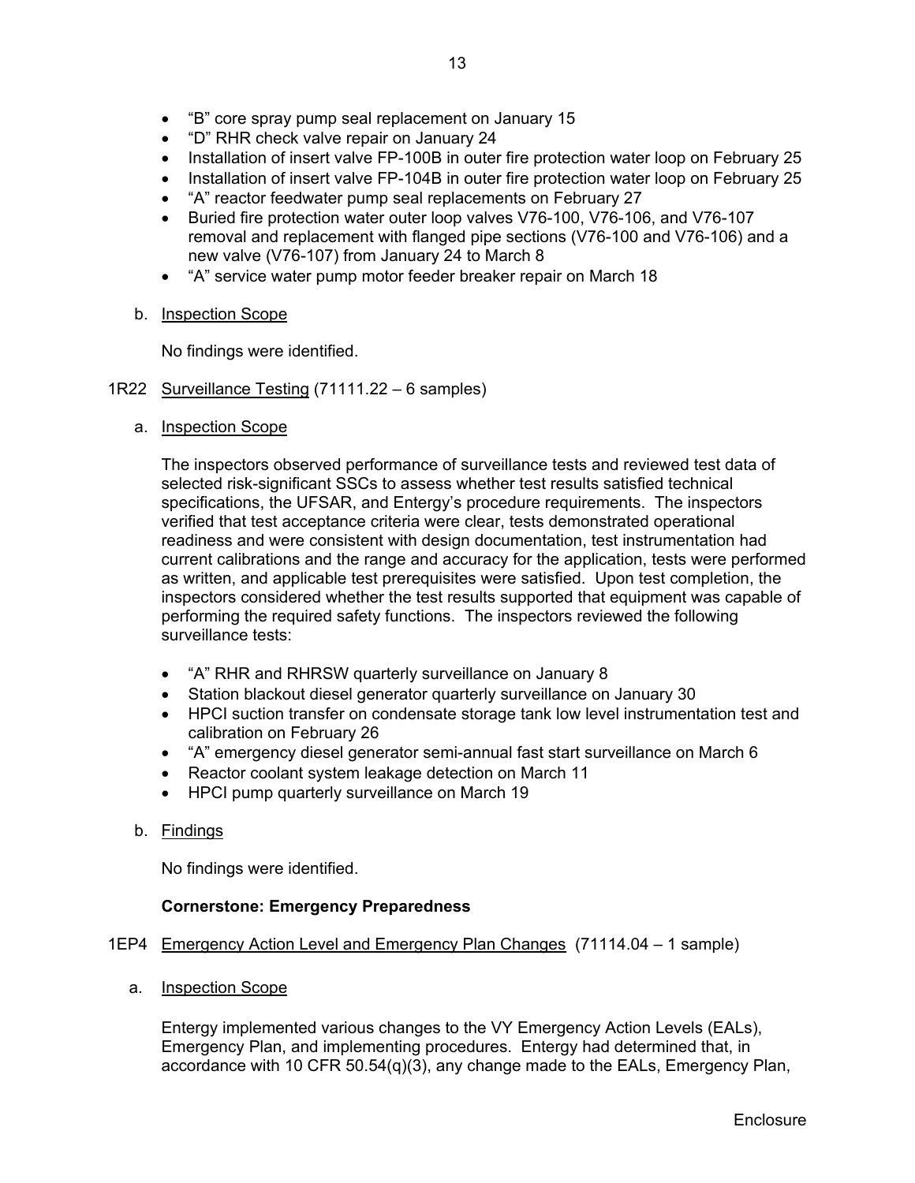- "B" core spray pump seal replacement on January 15
- "D" RHR check valve repair on January 24
- Installation of insert valve FP-100B in outer fire protection water loop on February 25
- Installation of insert valve FP-104B in outer fire protection water loop on February 25
- "A" reactor feedwater pump seal replacements on February 27
- Buried fire protection water outer loop valves V76-100, V76-106, and V76-107 removal and replacement with flanged pipe sections (V76-100 and V76-106) and a new valve (V76-107) from January 24 to March 8
- "A" service water pump motor feeder breaker repair on March 18

b. Inspection Scope

No findings were identified.

1R22 Surveillance Testing (71111.22 – 6 samples)

a. Inspection Scope

The inspectors observed performance of surveillance tests and reviewed test data of selected risk-significant SSCs to assess whether test results satisfied technical specifications, the UFSAR, and Entergy's procedure requirements. The inspectors verified that test acceptance criteria were clear, tests demonstrated operational readiness and were consistent with design documentation, test instrumentation had current calibrations and the range and accuracy for the application, tests were performed as written, and applicable test prerequisites were satisfied. Upon test completion, the inspectors considered whether the test results supported that equipment was capable of performing the required safety functions. The inspectors reviewed the following surveillance tests:

- "A" RHR and RHRSW quarterly surveillance on January 8
- Station blackout diesel generator quarterly surveillance on January 30
- HPCI suction transfer on condensate storage tank low level instrumentation test and calibration on February 26
- "A" emergency diesel generator semi-annual fast start surveillance on March 6
- Reactor coolant system leakage detection on March 11
- HPCI pump quarterly surveillance on March 19

b. Findings

No findings were identified.

**Cornerstone: Emergency Preparedness**

1EP4 Emergency Action Level and Emergency Plan Changes (71114.04 – 1 sample)

a. Inspection Scope

Entergy implemented various changes to the VY Emergency Action Levels (EALs), Emergency Plan, and implementing procedures. Entergy had determined that, in accordance with 10 CFR 50.54(q)(3), any change made to the EALs, Emergency Plan,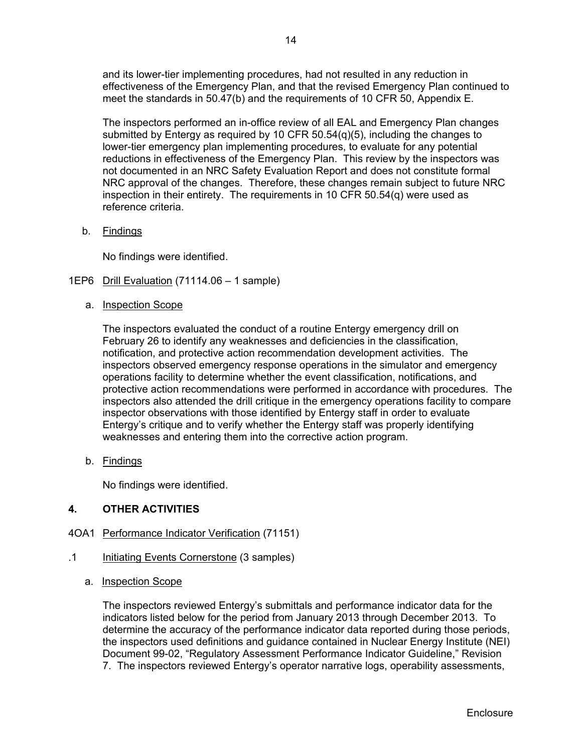and its lower-tier implementing procedures, had not resulted in any reduction in effectiveness of the Emergency Plan, and that the revised Emergency Plan continued to meet the standards in 50.47(b) and the requirements of 10 CFR 50, Appendix E.

The inspectors performed an in-office review of all EAL and Emergency Plan changes submitted by Entergy as required by 10 CFR 50.54(q)(5), including the changes to lower-tier emergency plan implementing procedures, to evaluate for any potential reductions in effectiveness of the Emergency Plan. This review by the inspectors was not documented in an NRC Safety Evaluation Report and does not constitute formal NRC approval of the changes. Therefore, these changes remain subject to future NRC inspection in their entirety. The requirements in 10 CFR 50.54(q) were used as reference criteria.

b. Findings

No findings were identified.

1EP6 Drill Evaluation (71114.06 – 1 sample)

a. Inspection Scope

The inspectors evaluated the conduct of a routine Entergy emergency drill on February 26 to identify any weaknesses and deficiencies in the classification, notification, and protective action recommendation development activities. The inspectors observed emergency response operations in the simulator and emergency operations facility to determine whether the event classification, notifications, and protective action recommendations were performed in accordance with procedures. The inspectors also attended the drill critique in the emergency operations facility to compare inspector observations with those identified by Entergy staff in order to evaluate Entergy's critique and to verify whether the Entergy staff was properly identifying weaknesses and entering them into the corrective action program.

b. Findings

No findings were identified.

## 4. OTHER ACTIVITIES

4OA1 Performance Indicator Verification (71151)

.1 Initiating Events Cornerstone (3 samples)

a. Inspection Scope

The inspectors reviewed Entergy's submittals and performance indicator data for the indicators listed below for the period from January 2013 through December 2013. To determine the accuracy of the performance indicator data reported during those periods, the inspectors used definitions and guidance contained in Nuclear Energy Institute (NEI) Document 99-02, "Regulatory Assessment Performance Indicator Guideline," Revision 7. The inspectors reviewed Entergy's operator narrative logs, operability assessments,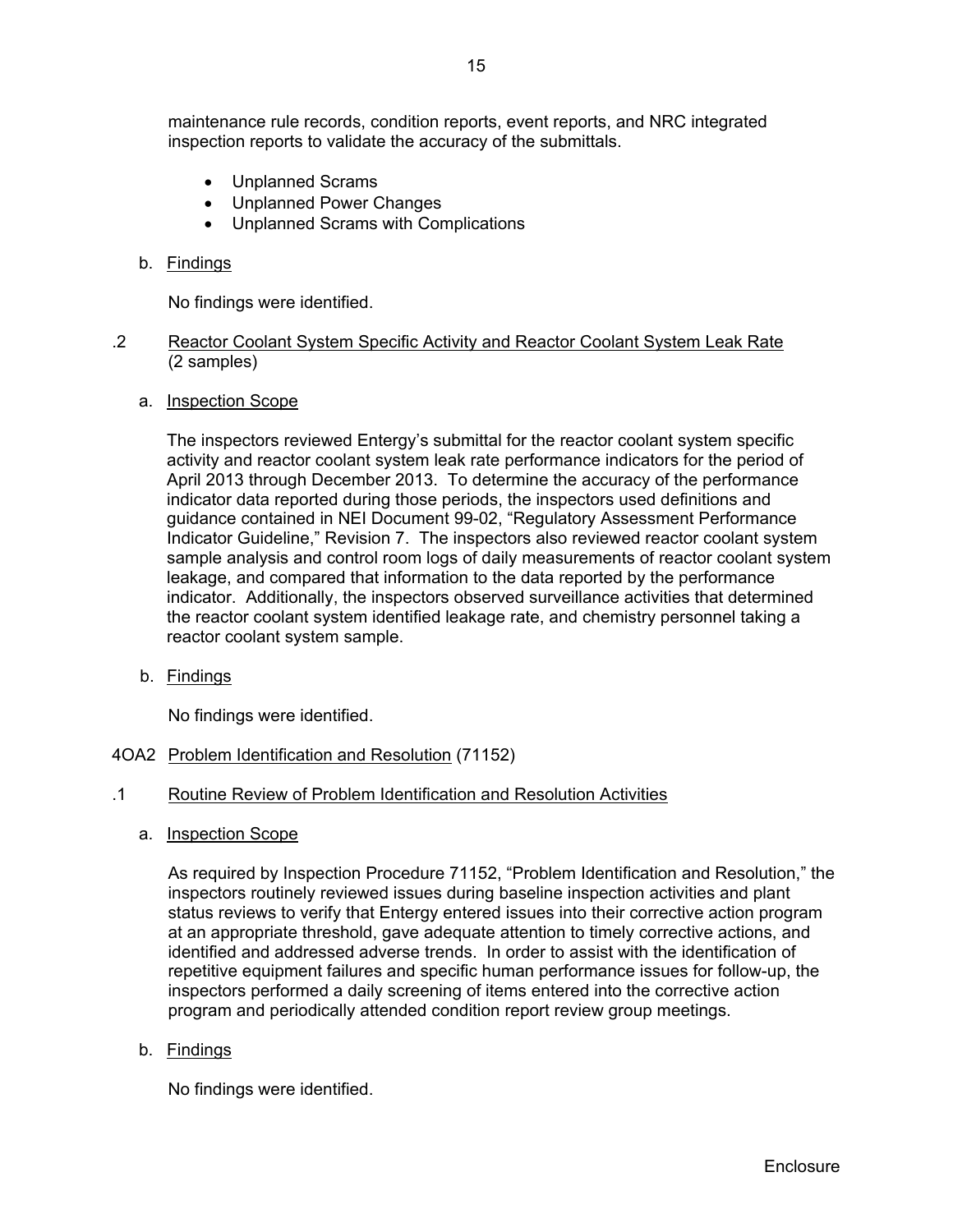maintenance rule records, condition reports, event reports, and NRC integrated inspection reports to validate the accuracy of the submittals.

- Unplanned Scrams
- Unplanned Power Changes
- Unplanned Scrams with Complications

b. Findings

No findings were identified.

.2 Reactor Coolant System Specific Activity and Reactor Coolant System Leak Rate (2 samples)

a. Inspection Scope

The inspectors reviewed Entergy's submittal for the reactor coolant system specific activity and reactor coolant system leak rate performance indicators for the period of April 2013 through December 2013. To determine the accuracy of the performance indicator data reported during those periods, the inspectors used definitions and guidance contained in NEI Document 99-02, "Regulatory Assessment Performance Indicator Guideline," Revision 7. The inspectors also reviewed reactor coolant system sample analysis and control room logs of daily measurements of reactor coolant system leakage, and compared that information to the data reported by the performance indicator. Additionally, the inspectors observed surveillance activities that determined the reactor coolant system identified leakage rate, and chemistry personnel taking a reactor coolant system sample.

b. Findings

No findings were identified.

4OA2 Problem Identification and Resolution (71152)

.1 Routine Review of Problem Identification and Resolution Activities

a. Inspection Scope

As required by Inspection Procedure 71152, "Problem Identification and Resolution," the inspectors routinely reviewed issues during baseline inspection activities and plant status reviews to verify that Entergy entered issues into their corrective action program at an appropriate threshold, gave adequate attention to timely corrective actions, and identified and addressed adverse trends. In order to assist with the identification of repetitive equipment failures and specific human performance issues for follow-up, the inspectors performed a daily screening of items entered into the corrective action program and periodically attended condition report review group meetings.

b. Findings

No findings were identified.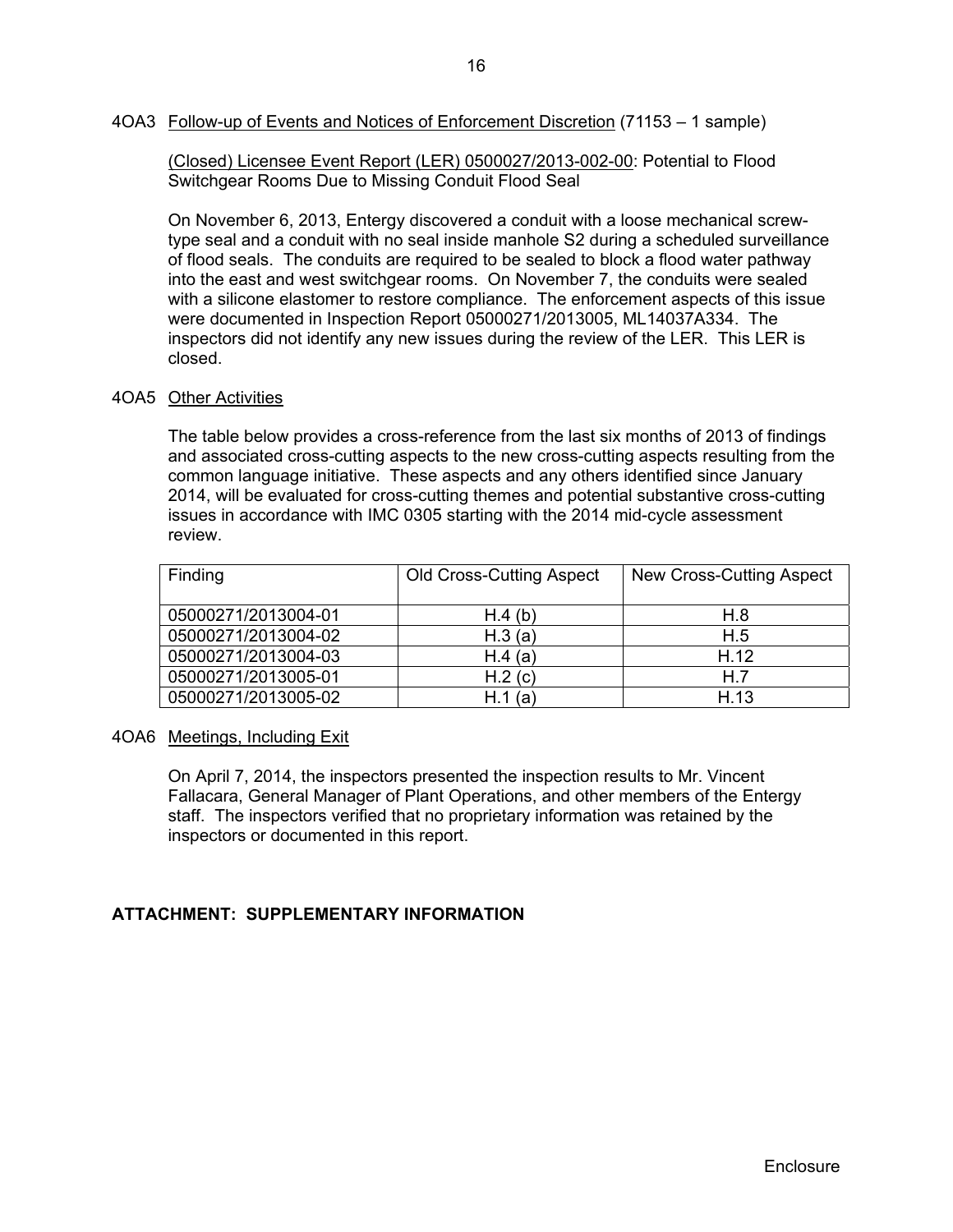4OA3 Follow-up of Events and Notices of Enforcement Discretion (71153 – 1 sample)

(Closed) Licensee Event Report (LER) 0500027/2013-002-00: Potential to Flood Switchgear Rooms Due to Missing Conduit Flood Seal

On November 6, 2013, Entergy discovered a conduit with a loose mechanical screw-type seal and a conduit with no seal inside manhole S2 during a scheduled surveillance of flood seals. The conduits are required to be sealed to block a flood water pathway into the east and west switchgear rooms. On November 7, the conduits were sealed with a silicone elastomer to restore compliance. The enforcement aspects of this issue were documented in Inspection Report 05000271/2013005, ML14037A334. The inspectors did not identify any new issues during the review of the LER. This LER is closed.

4OA5 Other Activities

The table below provides a cross-reference from the last six months of 2013 of findings and associated cross-cutting aspects to the new cross-cutting aspects resulting from the common language initiative. These aspects and any others identified since January 2014, will be evaluated for cross-cutting themes and potential substantive cross-cutting issues in accordance with IMC 0305 starting with the 2014 mid-cycle assessment review.

| Finding | Old Cross-Cutting Aspect | New Cross-Cutting Aspect |
|---|---|---|
| 05000271/2013004-01 | H.4 (b) | H.8 |
| 05000271/2013004-02 | H.3 (a) | H.5 |
| 05000271/2013004-03 | H.4 (a) | H.12 |
| 05000271/2013005-01 | H.2 (c) | H.7 |
| 05000271/2013005-02 | H.1 (a) | H.13 |

4OA6 Meetings, Including Exit

On April 7, 2014, the inspectors presented the inspection results to Mr. Vincent Fallacara, General Manager of Plant Operations, and other members of the Entergy staff. The inspectors verified that no proprietary information was retained by the inspectors or documented in this report.

**ATTACHMENT: SUPPLEMENTARY INFORMATION**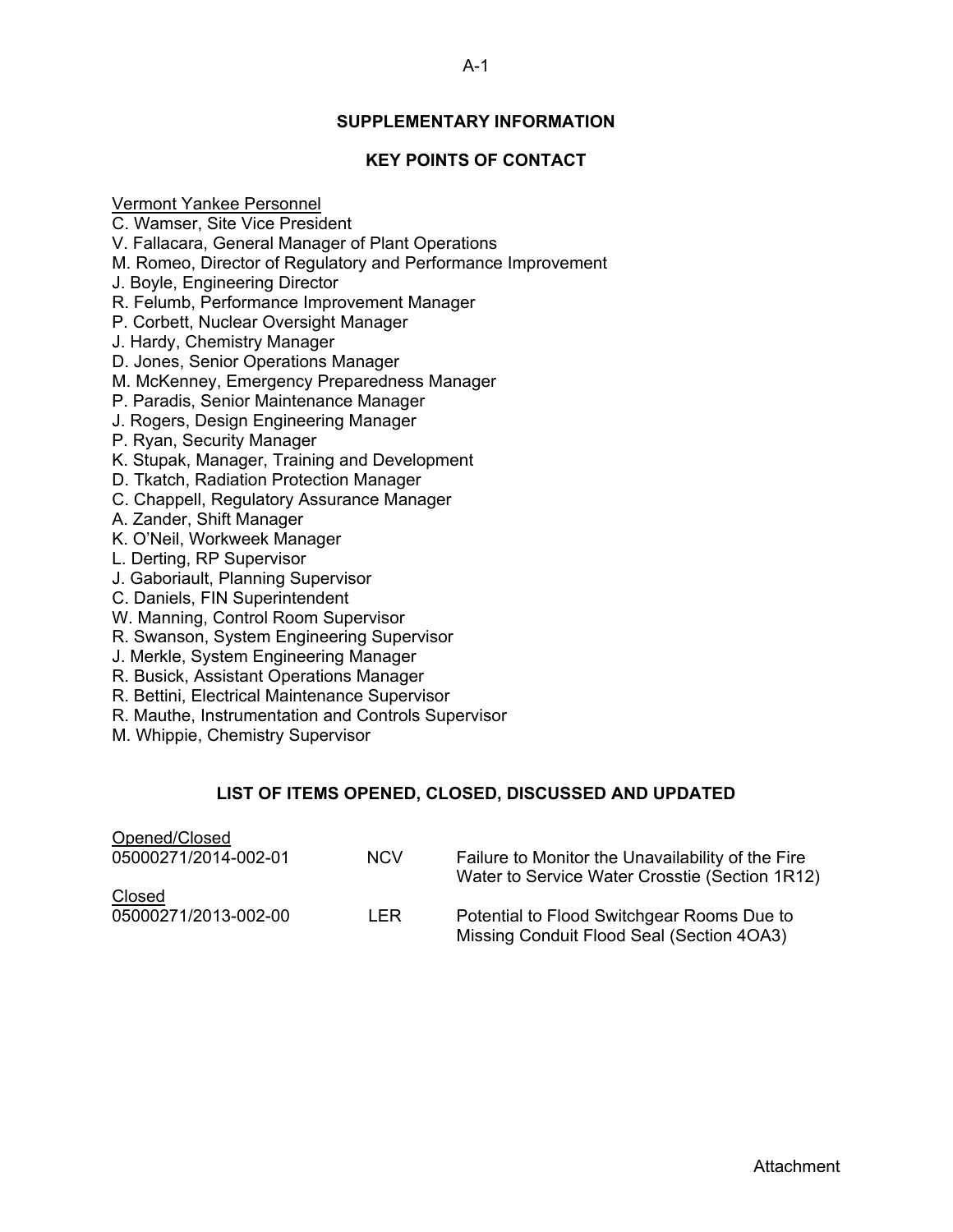## SUPPLEMENTARY INFORMATION

## KEY POINTS OF CONTACT

Vermont Yankee Personnel

C. Wamser, Site Vice President
V. Fallacara, General Manager of Plant Operations
M. Romeo, Director of Regulatory and Performance Improvement
J. Boyle, Engineering Director
R. Felumb, Performance Improvement Manager
P. Corbett, Nuclear Oversight Manager
J. Hardy, Chemistry Manager
D. Jones, Senior Operations Manager
M. McKenney, Emergency Preparedness Manager
P. Paradis, Senior Maintenance Manager
J. Rogers, Design Engineering Manager
P. Ryan, Security Manager
K. Stupak, Manager, Training and Development
D. Tkatch, Radiation Protection Manager
C. Chappell, Regulatory Assurance Manager
A. Zander, Shift Manager
K. O'Neil, Workweek Manager
L. Derting, RP Supervisor
J. Gaboriault, Planning Supervisor
C. Daniels, FIN Superintendent
W. Manning, Control Room Supervisor
R. Swanson, System Engineering Supervisor
J. Merkle, System Engineering Manager
R. Busick, Assistant Operations Manager
R. Bettini, Electrical Maintenance Supervisor
R. Mauthe, Instrumentation and Controls Supervisor
M. Whippie, Chemistry Supervisor

## LIST OF ITEMS OPENED, CLOSED, DISCUSSED AND UPDATED

Opened/Closed

| | | |
|---|---|---|
| 05000271/2014-002-01 | NCV | Failure to Monitor the Unavailability of the Fire Water to Service Water Crosstie (Section 1R12) |

Closed

| | | |
|---|---|---|
| 05000271/2013-002-00 | LER | Potential to Flood Switchgear Rooms Due to Missing Conduit Flood Seal (Section 4OA3) |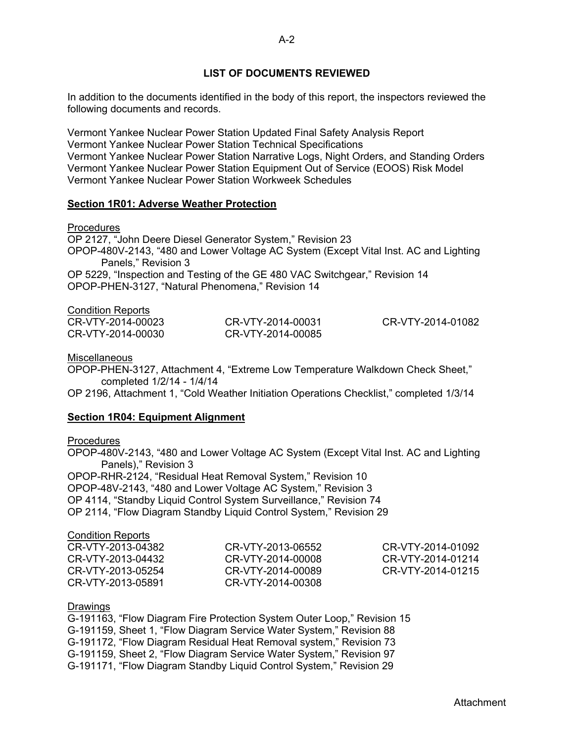## LIST OF DOCUMENTS REVIEWED

In addition to the documents identified in the body of this report, the inspectors reviewed the following documents and records.

Vermont Yankee Nuclear Power Station Updated Final Safety Analysis Report
Vermont Yankee Nuclear Power Station Technical Specifications
Vermont Yankee Nuclear Power Station Narrative Logs, Night Orders, and Standing Orders
Vermont Yankee Nuclear Power Station Equipment Out of Service (EOOS) Risk Model
Vermont Yankee Nuclear Power Station Workweek Schedules

### Section 1R01: Adverse Weather Protection

Procedures

OP 2127, "John Deere Diesel Generator System," Revision 23
OPOP-480V-2143, "480 and Lower Voltage AC System (Except Vital Inst. AC and Lighting Panels," Revision 3
OP 5229, "Inspection and Testing of the GE 480 VAC Switchgear," Revision 14
OPOP-PHEN-3127, "Natural Phenomena," Revision 14

Condition Reports

CR-VTY-2014-00023
CR-VTY-2014-00030
CR-VTY-2014-00031
CR-VTY-2014-00085
CR-VTY-2014-01082

Miscellaneous

OPOP-PHEN-3127, Attachment 4, "Extreme Low Temperature Walkdown Check Sheet," completed 1/2/14 - 1/4/14
OP 2196, Attachment 1, "Cold Weather Initiation Operations Checklist," completed 1/3/14

### Section 1R04: Equipment Alignment

Procedures

OPOP-480V-2143, "480 and Lower Voltage AC System (Except Vital Inst. AC and Lighting Panels)," Revision 3
OPOP-RHR-2124, "Residual Heat Removal System," Revision 10
OPOP-48V-2143, "480 and Lower Voltage AC System," Revision 3
OP 4114, "Standby Liquid Control System Surveillance," Revision 74
OP 2114, "Flow Diagram Standby Liquid Control System," Revision 29

Condition Reports

CR-VTY-2013-04382
CR-VTY-2013-04432
CR-VTY-2013-05254
CR-VTY-2013-05891
CR-VTY-2013-06552
CR-VTY-2014-00008
CR-VTY-2014-00089
CR-VTY-2014-00308
CR-VTY-2014-01092
CR-VTY-2014-01214
CR-VTY-2014-01215

Drawings

G-191163, "Flow Diagram Fire Protection System Outer Loop," Revision 15
G-191159, Sheet 1, "Flow Diagram Service Water System," Revision 88
G-191172, "Flow Diagram Residual Heat Removal system," Revision 73
G-191159, Sheet 2, "Flow Diagram Service Water System," Revision 97
G-191171, "Flow Diagram Standby Liquid Control System," Revision 29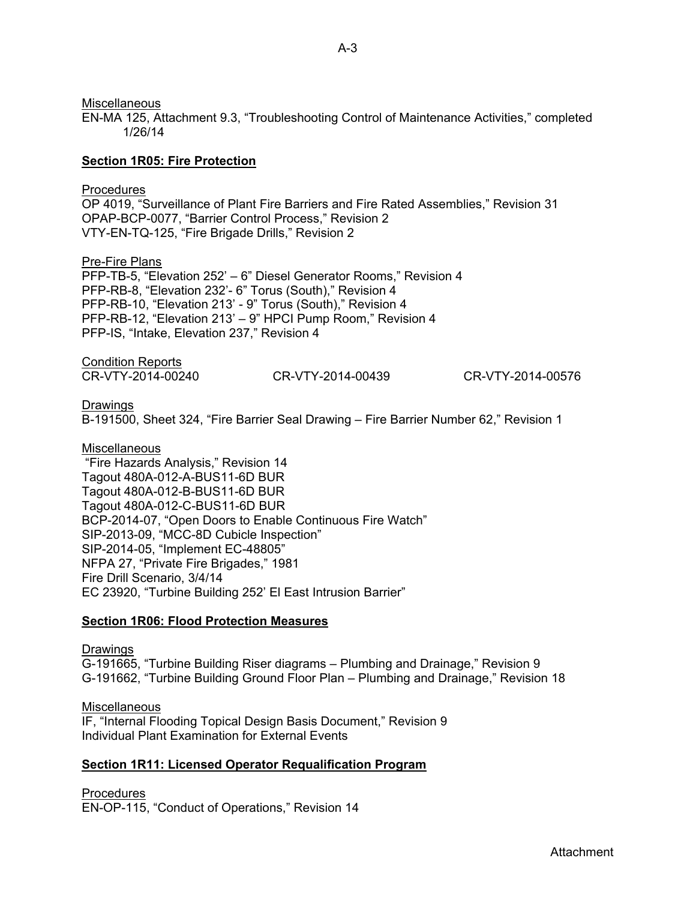Miscellaneous

EN-MA 125, Attachment 9.3, "Troubleshooting Control of Maintenance Activities," completed 1/26/14

## Section 1R05: Fire Protection

Procedures

OP 4019, "Surveillance of Plant Fire Barriers and Fire Rated Assemblies," Revision 31
OPAP-BCP-0077, "Barrier Control Process," Revision 2
VTY-EN-TQ-125, "Fire Brigade Drills," Revision 2

Pre-Fire Plans

PFP-TB-5, "Elevation 252' – 6" Diesel Generator Rooms," Revision 4
PFP-RB-8, "Elevation 232'- 6" Torus (South)," Revision 4
PFP-RB-10, "Elevation 213' - 9" Torus (South)," Revision 4
PFP-RB-12, "Elevation 213' – 9" HPCI Pump Room," Revision 4
PFP-IS, "Intake, Elevation 237," Revision 4

Condition Reports

CR-VTY-2014-00240 CR-VTY-2014-00439 CR-VTY-2014-00576

Drawings

B-191500, Sheet 324, "Fire Barrier Seal Drawing – Fire Barrier Number 62," Revision 1

Miscellaneous

"Fire Hazards Analysis," Revision 14
Tagout 480A-012-A-BUS11-6D BUR
Tagout 480A-012-B-BUS11-6D BUR
Tagout 480A-012-C-BUS11-6D BUR
BCP-2014-07, "Open Doors to Enable Continuous Fire Watch"
SIP-2013-09, "MCC-8D Cubicle Inspection"
SIP-2014-05, "Implement EC-48805"
NFPA 27, "Private Fire Brigades," 1981
Fire Drill Scenario, 3/4/14
EC 23920, "Turbine Building 252' El East Intrusion Barrier"

## Section 1R06: Flood Protection Measures

Drawings

G-191665, "Turbine Building Riser diagrams – Plumbing and Drainage," Revision 9
G-191662, "Turbine Building Ground Floor Plan – Plumbing and Drainage," Revision 18

Miscellaneous

IF, "Internal Flooding Topical Design Basis Document," Revision 9
Individual Plant Examination for External Events

## Section 1R11: Licensed Operator Requalification Program

Procedures

EN-OP-115, "Conduct of Operations," Revision 14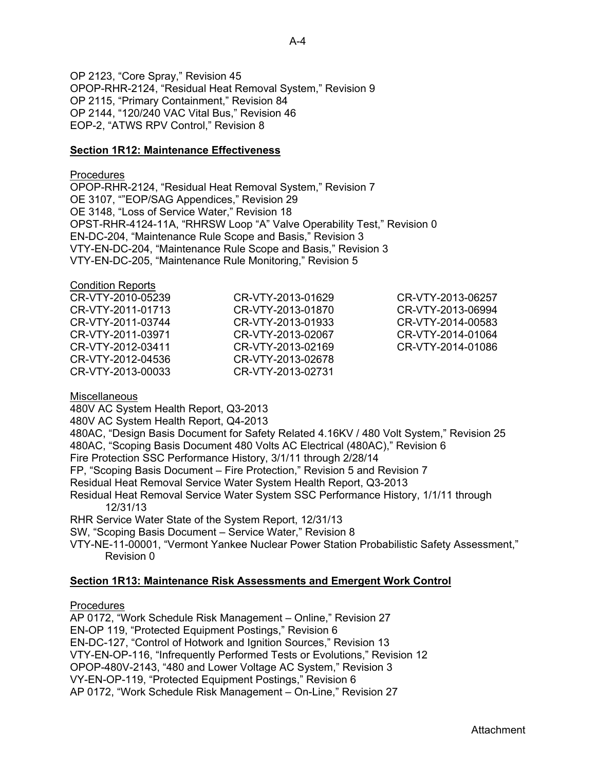OP 2123, “Core Spray,” Revision 45
OPOP-RHR-2124, “Residual Heat Removal System,” Revision 9
OP 2115, “Primary Containment,” Revision 84
OP 2144, “120/240 VAC Vital Bus,” Revision 46
EOP-2, “ATWS RPV Control,” Revision 8

**Section 1R12: Maintenance Effectiveness**

Procedures
OPOP-RHR-2124, “Residual Heat Removal System,” Revision 7
OE 3107, “”EOP/SAG Appendices,” Revision 29
OE 3148, “Loss of Service Water,” Revision 18
OPST-RHR-4124-11A, “RHRSW Loop “A” Valve Operability Test,” Revision 0
EN-DC-204, “Maintenance Rule Scope and Basis,” Revision 3
VTY-EN-DC-204, “Maintenance Rule Scope and Basis,” Revision 3
VTY-EN-DC-205, “Maintenance Rule Monitoring,” Revision 5

Condition Reports

| | | |
|---|---|---|
| CR-VTY-2010-05239 | CR-VTY-2013-01629 | CR-VTY-2013-06257 |
| CR-VTY-2011-01713 | CR-VTY-2013-01870 | CR-VTY-2013-06994 |
| CR-VTY-2011-03744 | CR-VTY-2013-01933 | CR-VTY-2014-00583 |
| CR-VTY-2011-03971 | CR-VTY-2013-02067 | CR-VTY-2014-01064 |
| CR-VTY-2012-03411 | CR-VTY-2013-02169 | CR-VTY-2014-01086 |
| CR-VTY-2012-04536 | CR-VTY-2013-02678 | |
| CR-VTY-2013-00033 | CR-VTY-2013-02731 | |

Miscellaneous
480V AC System Health Report, Q3-2013
480V AC System Health Report, Q4-2013
480AC, “Design Basis Document for Safety Related 4.16KV / 480 Volt System,” Revision 25
480AC, “Scoping Basis Document 480 Volts AC Electrical (480AC),” Revision 6
Fire Protection SSC Performance History, 3/1/11 through 2/28/14
FP, “Scoping Basis Document – Fire Protection,” Revision 5 and Revision 7
Residual Heat Removal Service Water System Health Report, Q3-2013
Residual Heat Removal Service Water System SSC Performance History, 1/1/11 through 12/31/13
RHR Service Water State of the System Report, 12/31/13
SW, “Scoping Basis Document – Service Water,” Revision 8
VTY-NE-11-00001, “Vermont Yankee Nuclear Power Station Probabilistic Safety Assessment,” Revision 0

**Section 1R13: Maintenance Risk Assessments and Emergent Work Control**

Procedures
AP 0172, “Work Schedule Risk Management – Online,” Revision 27
EN-OP 119, “Protected Equipment Postings,” Revision 6
EN-DC-127, “Control of Hotwork and Ignition Sources,” Revision 13
VTY-EN-OP-116, “Infrequently Performed Tests or Evolutions,” Revision 12
OPOP-480V-2143, “480 and Lower Voltage AC System,” Revision 3
VY-EN-OP-119, “Protected Equipment Postings,” Revision 6
AP 0172, “Work Schedule Risk Management – On-Line,” Revision 27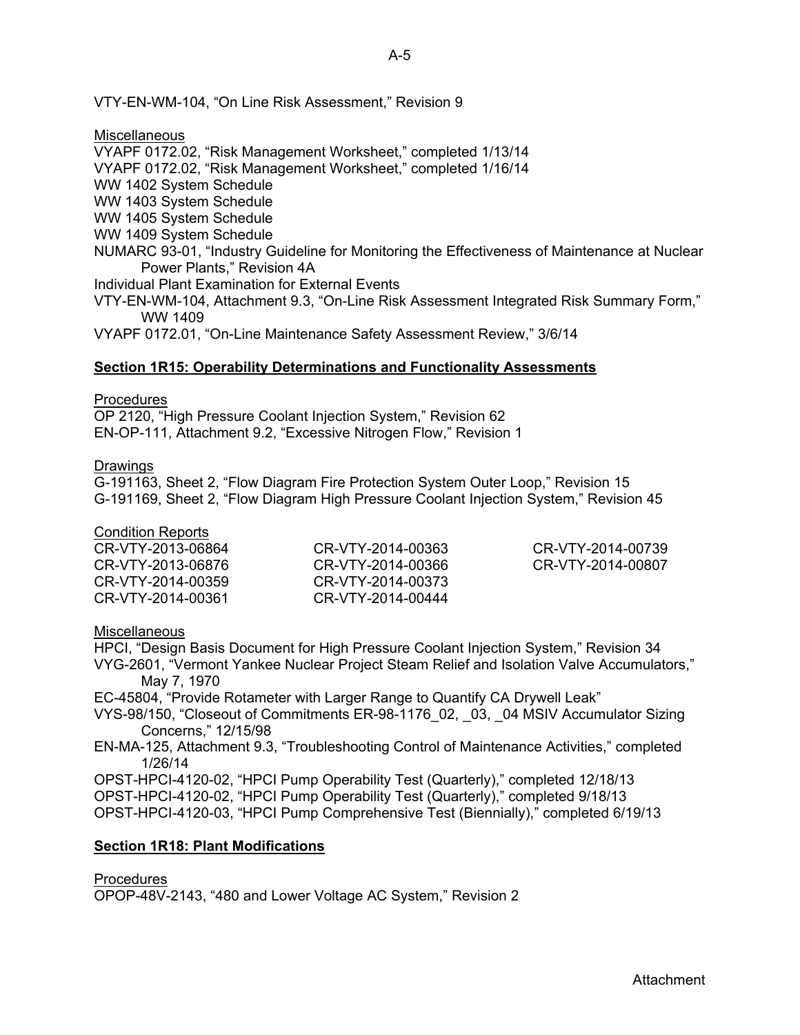VTY-EN-WM-104, "On Line Risk Assessment," Revision 9

Miscellaneous

VYAPF 0172.02, "Risk Management Worksheet," completed 1/13/14
VYAPF 0172.02, "Risk Management Worksheet," completed 1/16/14
WW 1402 System Schedule
WW 1403 System Schedule
WW 1405 System Schedule
WW 1409 System Schedule
NUMARC 93-01, "Industry Guideline for Monitoring the Effectiveness of Maintenance at Nuclear Power Plants," Revision 4A
Individual Plant Examination for External Events
VTY-EN-WM-104, Attachment 9.3, "On-Line Risk Assessment Integrated Risk Summary Form," WW 1409
VYAPF 0172.01, "On-Line Maintenance Safety Assessment Review," 3/6/14

**Section 1R15: Operability Determinations and Functionality Assessments**

Procedures

OP 2120, "High Pressure Coolant Injection System," Revision 62
EN-OP-111, Attachment 9.2, "Excessive Nitrogen Flow," Revision 1

Drawings

G-191163, Sheet 2, "Flow Diagram Fire Protection System Outer Loop," Revision 15
G-191169, Sheet 2, "Flow Diagram High Pressure Coolant Injection System," Revision 45

Condition Reports

CR-VTY-2013-06864
CR-VTY-2013-06876
CR-VTY-2014-00359
CR-VTY-2014-00361
CR-VTY-2014-00363
CR-VTY-2014-00366
CR-VTY-2014-00373
CR-VTY-2014-00444
CR-VTY-2014-00739
CR-VTY-2014-00807

Miscellaneous

HPCI, "Design Basis Document for High Pressure Coolant Injection System," Revision 34
VYG-2601, "Vermont Yankee Nuclear Project Steam Relief and Isolation Valve Accumulators," May 7, 1970
EC-45804, "Provide Rotameter with Larger Range to Quantify CA Drywell Leak"
VYS-98/150, "Closeout of Commitments ER-98-1176_02, _03, _04 MSIV Accumulator Sizing Concerns," 12/15/98
EN-MA-125, Attachment 9.3, "Troubleshooting Control of Maintenance Activities," completed 1/26/14
OPST-HPCI-4120-02, "HPCI Pump Operability Test (Quarterly)," completed 12/18/13
OPST-HPCI-4120-02, "HPCI Pump Operability Test (Quarterly)," completed 9/18/13
OPST-HPCI-4120-03, "HPCI Pump Comprehensive Test (Biennially)," completed 6/19/13

**Section 1R18: Plant Modifications**

Procedures

OPOP-48V-2143, "480 and Lower Voltage AC System," Revision 2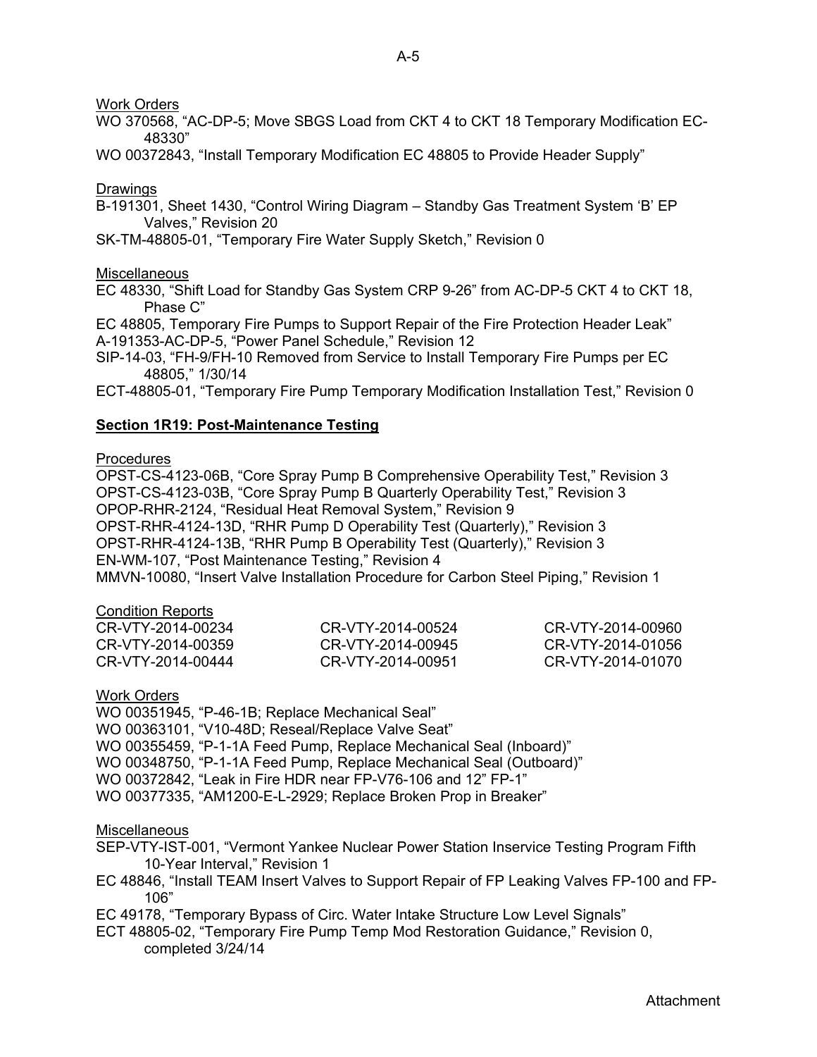Work Orders

WO 370568, “AC-DP-5; Move SBGS Load from CKT 4 to CKT 18 Temporary Modification EC-48330”

WO 00372843, “Install Temporary Modification EC 48805 to Provide Header Supply”

Drawings

B-191301, Sheet 1430, “Control Wiring Diagram – Standby Gas Treatment System ‘B’ EP Valves,” Revision 20

SK-TM-48805-01, “Temporary Fire Water Supply Sketch,” Revision 0

Miscellaneous

EC 48330, “Shift Load for Standby Gas System CRP 9-26” from AC-DP-5 CKT 4 to CKT 18, Phase C”

EC 48805, Temporary Fire Pumps to Support Repair of the Fire Protection Header Leak”

A-191353-AC-DP-5, “Power Panel Schedule,” Revision 12

SIP-14-03, “FH-9/FH-10 Removed from Service to Install Temporary Fire Pumps per EC 48805,” 1/30/14

ECT-48805-01, “Temporary Fire Pump Temporary Modification Installation Test,” Revision 0

**Section 1R19: Post-Maintenance Testing**

Procedures

OPST-CS-4123-06B, “Core Spray Pump B Comprehensive Operability Test,” Revision 3

OPST-CS-4123-03B, “Core Spray Pump B Quarterly Operability Test,” Revision 3

OPOP-RHR-2124, “Residual Heat Removal System,” Revision 9

OPST-RHR-4124-13D, “RHR Pump D Operability Test (Quarterly),” Revision 3

OPST-RHR-4124-13B, “RHR Pump B Operability Test (Quarterly),” Revision 3

EN-WM-107, “Post Maintenance Testing,” Revision 4

MMVN-10080, “Insert Valve Installation Procedure for Carbon Steel Piping,” Revision 1

Condition Reports

CR-VTY-2014-00234
CR-VTY-2014-00359
CR-VTY-2014-00444
CR-VTY-2014-00524
CR-VTY-2014-00945
CR-VTY-2014-00951
CR-VTY-2014-00960
CR-VTY-2014-01056
CR-VTY-2014-01070

Work Orders

WO 00351945, “P-46-1B; Replace Mechanical Seal”

WO 00363101, “V10-48D; Reseal/Replace Valve Seat”

WO 00355459, “P-1-1A Feed Pump, Replace Mechanical Seal (Inboard)”

WO 00348750, “P-1-1A Feed Pump, Replace Mechanical Seal (Outboard)”

WO 00372842, “Leak in Fire HDR near FP-V76-106 and 12” FP-1”

WO 00377335, “AM1200-E-L-2929; Replace Broken Prop in Breaker”

Miscellaneous

SEP-VTY-IST-001, “Vermont Yankee Nuclear Power Station Inservice Testing Program Fifth 10-Year Interval,” Revision 1

EC 48846, “Install TEAM Insert Valves to Support Repair of FP Leaking Valves FP-100 and FP-106”

EC 49178, “Temporary Bypass of Circ. Water Intake Structure Low Level Signals”

ECT 48805-02, “Temporary Fire Pump Temp Mod Restoration Guidance,” Revision 0, completed 3/24/14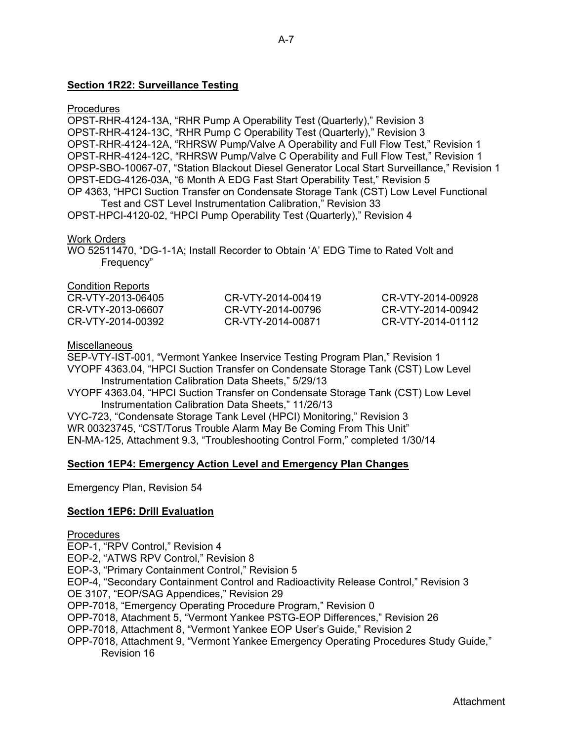**Section 1R22: Surveillance Testing**

Procedures

OPST-RHR-4124-13A, "RHR Pump A Operability Test (Quarterly)," Revision 3
OPST-RHR-4124-13C, "RHR Pump C Operability Test (Quarterly)," Revision 3
OPST-RHR-4124-12A, "RHRSW Pump/Valve A Operability and Full Flow Test," Revision 1
OPST-RHR-4124-12C, "RHRSW Pump/Valve C Operability and Full Flow Test," Revision 1
OPSP-SBO-10067-07, "Station Blackout Diesel Generator Local Start Surveillance," Revision 1
OPST-EDG-4126-03A, "6 Month A EDG Fast Start Operability Test," Revision 5
OP 4363, "HPCI Suction Transfer on Condensate Storage Tank (CST) Low Level Functional Test and CST Level Instrumentation Calibration," Revision 33
OPST-HPCI-4120-02, "HPCI Pump Operability Test (Quarterly)," Revision 4

Work Orders

WO 52511470, "DG-1-1A; Install Recorder to Obtain 'A' EDG Time to Rated Volt and Frequency"

Condition Reports

CR-VTY-2013-06405
CR-VTY-2013-06607
CR-VTY-2014-00392
CR-VTY-2014-00419
CR-VTY-2014-00796
CR-VTY-2014-00871
CR-VTY-2014-00928
CR-VTY-2014-00942
CR-VTY-2014-01112

Miscellaneous

SEP-VTY-IST-001, "Vermont Yankee Inservice Testing Program Plan," Revision 1
VYOPF 4363.04, "HPCI Suction Transfer on Condensate Storage Tank (CST) Low Level Instrumentation Calibration Data Sheets," 5/29/13
VYOPF 4363.04, "HPCI Suction Transfer on Condensate Storage Tank (CST) Low Level Instrumentation Calibration Data Sheets," 11/26/13
VYC-723, "Condensate Storage Tank Level (HPCI) Monitoring," Revision 3
WR 00323745, "CST/Torus Trouble Alarm May Be Coming From This Unit"
EN-MA-125, Attachment 9.3, "Troubleshooting Control Form," completed 1/30/14

**Section 1EP4: Emergency Action Level and Emergency Plan Changes**

Emergency Plan, Revision 54

**Section 1EP6: Drill Evaluation**

Procedures

EOP-1, "RPV Control," Revision 4
EOP-2, "ATWS RPV Control," Revision 8
EOP-3, "Primary Containment Control," Revision 5
EOP-4, "Secondary Containment Control and Radioactivity Release Control," Revision 3
OE 3107, "EOP/SAG Appendices," Revision 29
OPP-7018, "Emergency Operating Procedure Program," Revision 0
OPP-7018, Atachment 5, "Vermont Yankee PSTG-EOP Differences," Revision 26
OPP-7018, Attachment 8, "Vermont Yankee EOP User's Guide," Revision 2
OPP-7018, Attachment 9, "Vermont Yankee Emergency Operating Procedures Study Guide," Revision 16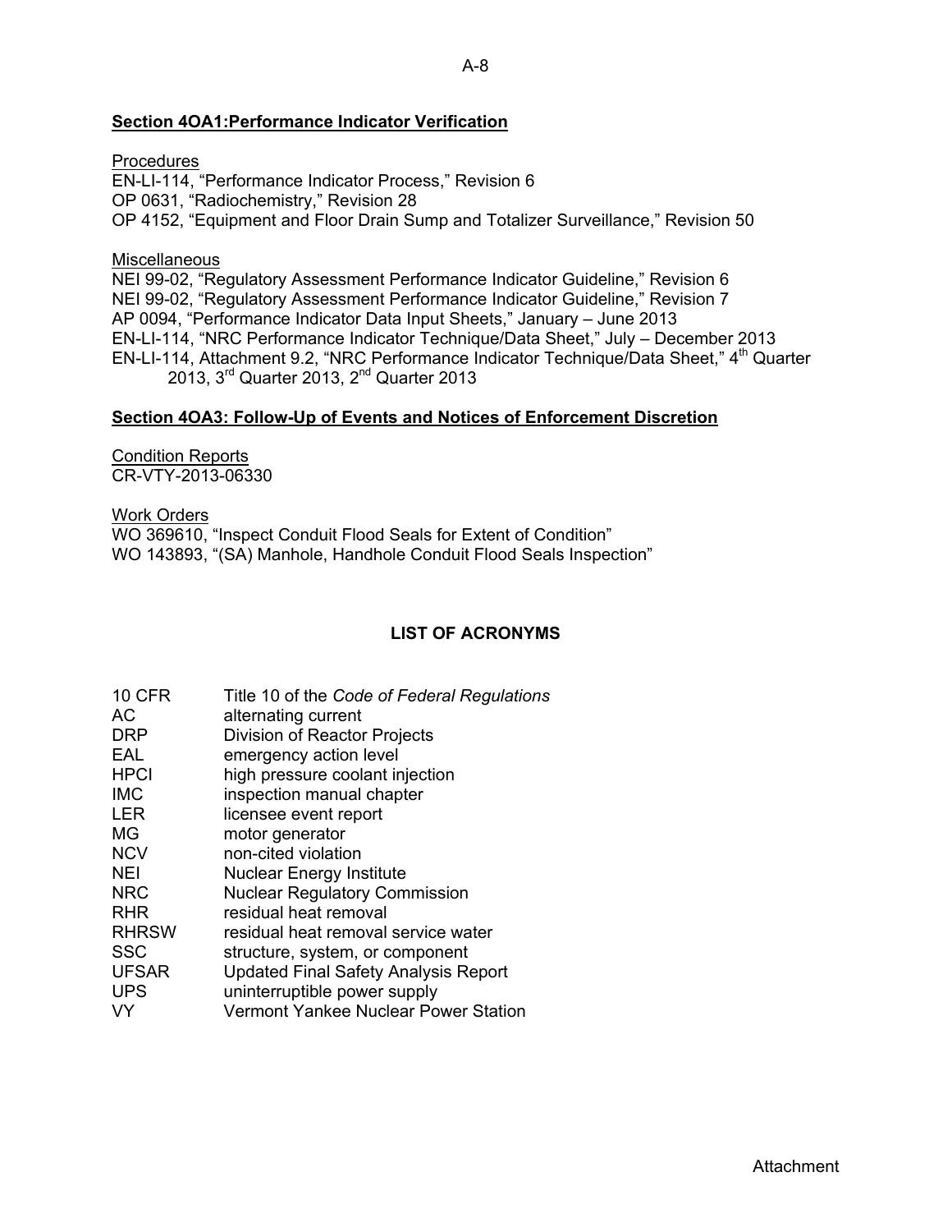## Section 4OA1:Performance Indicator Verification

Procedures

EN-LI-114, "Performance Indicator Process," Revision 6
OP 0631, "Radiochemistry," Revision 28
OP 4152, "Equipment and Floor Drain Sump and Totalizer Surveillance," Revision 50

Miscellaneous

NEI 99-02, "Regulatory Assessment Performance Indicator Guideline," Revision 6
NEI 99-02, "Regulatory Assessment Performance Indicator Guideline," Revision 7
AP 0094, "Performance Indicator Data Input Sheets," January – June 2013
EN-LI-114, "NRC Performance Indicator Technique/Data Sheet," July – December 2013
EN-LI-114, Attachment 9.2, "NRC Performance Indicator Technique/Data Sheet," 4th Quarter 2013, 3rd Quarter 2013, 2nd Quarter 2013

## Section 4OA3: Follow-Up of Events and Notices of Enforcement Discretion

Condition Reports

CR-VTY-2013-06330

Work Orders

WO 369610, "Inspect Conduit Flood Seals for Extent of Condition"
WO 143893, "(SA) Manhole, Handhole Conduit Flood Seals Inspection"

## LIST OF ACRONYMS

| | |
|---|---|
| 10 CFR | Title 10 of the *Code of Federal Regulations* |
| AC | alternating current |
| DRP | Division of Reactor Projects |
| EAL | emergency action level |
| HPCI | high pressure coolant injection |
| IMC | inspection manual chapter |
| LER | licensee event report |
| MG | motor generator |
| NCV | non-cited violation |
| NEI | Nuclear Energy Institute |
| NRC | Nuclear Regulatory Commission |
| RHR | residual heat removal |
| RHRSW | residual heat removal service water |
| SSC | structure, system, or component |
| UFSAR | Updated Final Safety Analysis Report |
| UPS | uninterruptible power supply |
| VY | Vermont Yankee Nuclear Power Station |